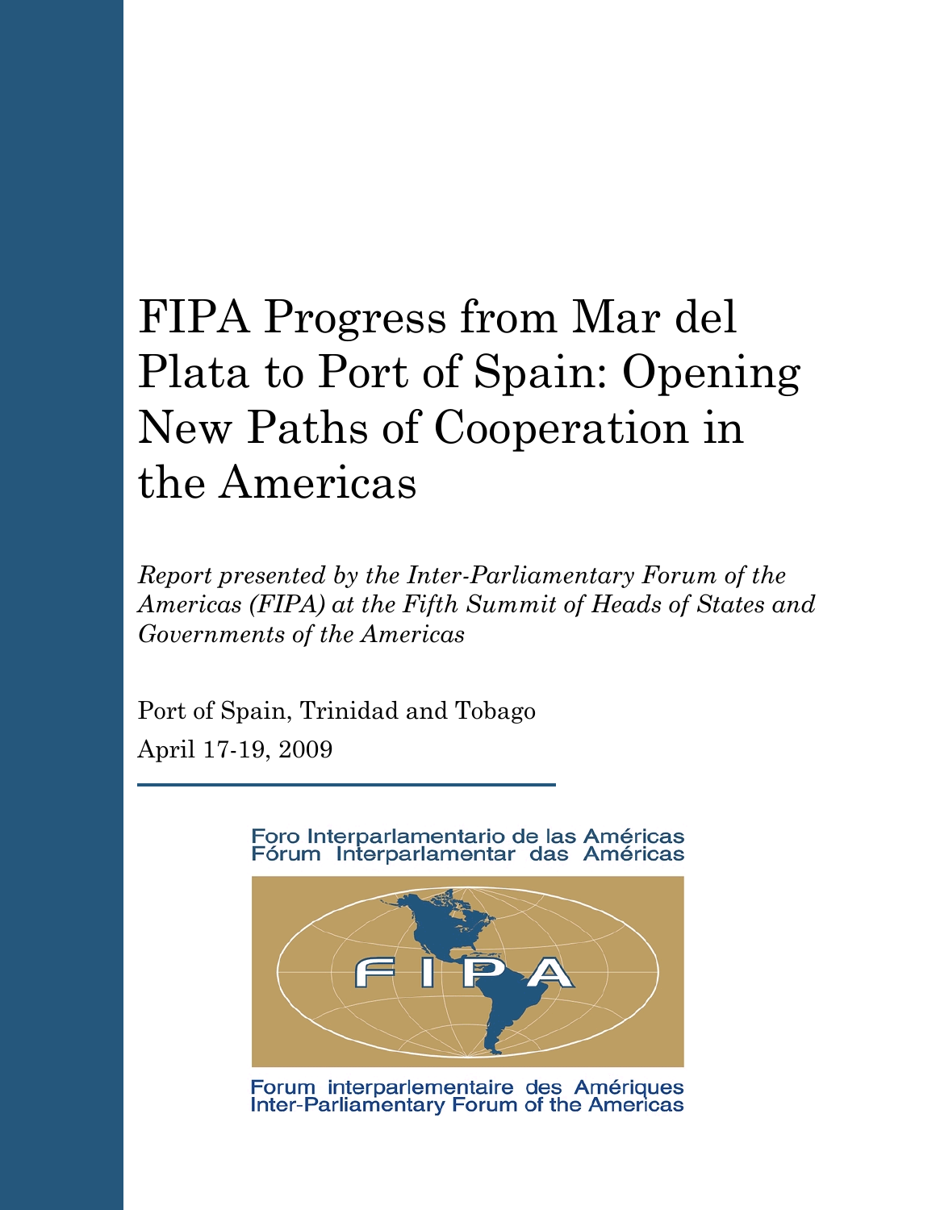# FIPA Progress from Mar del Plata to Port of Spain: Opening New Paths of Cooperation in the Americas

*Report presented by the Inter-Parliamentary Forum of the Americas (FIPA) at the Fifth Summit of Heads of States and Governments of the Americas*

Port of Spain, Trinidad and Tobago

April 17-19, 2009

Foro Interparlamentario de las Américas
Fórum Interparlamentar das Américas

FIPA

Forum interparlementaire des Amériques
Inter-Parliamentary Forum of the Americas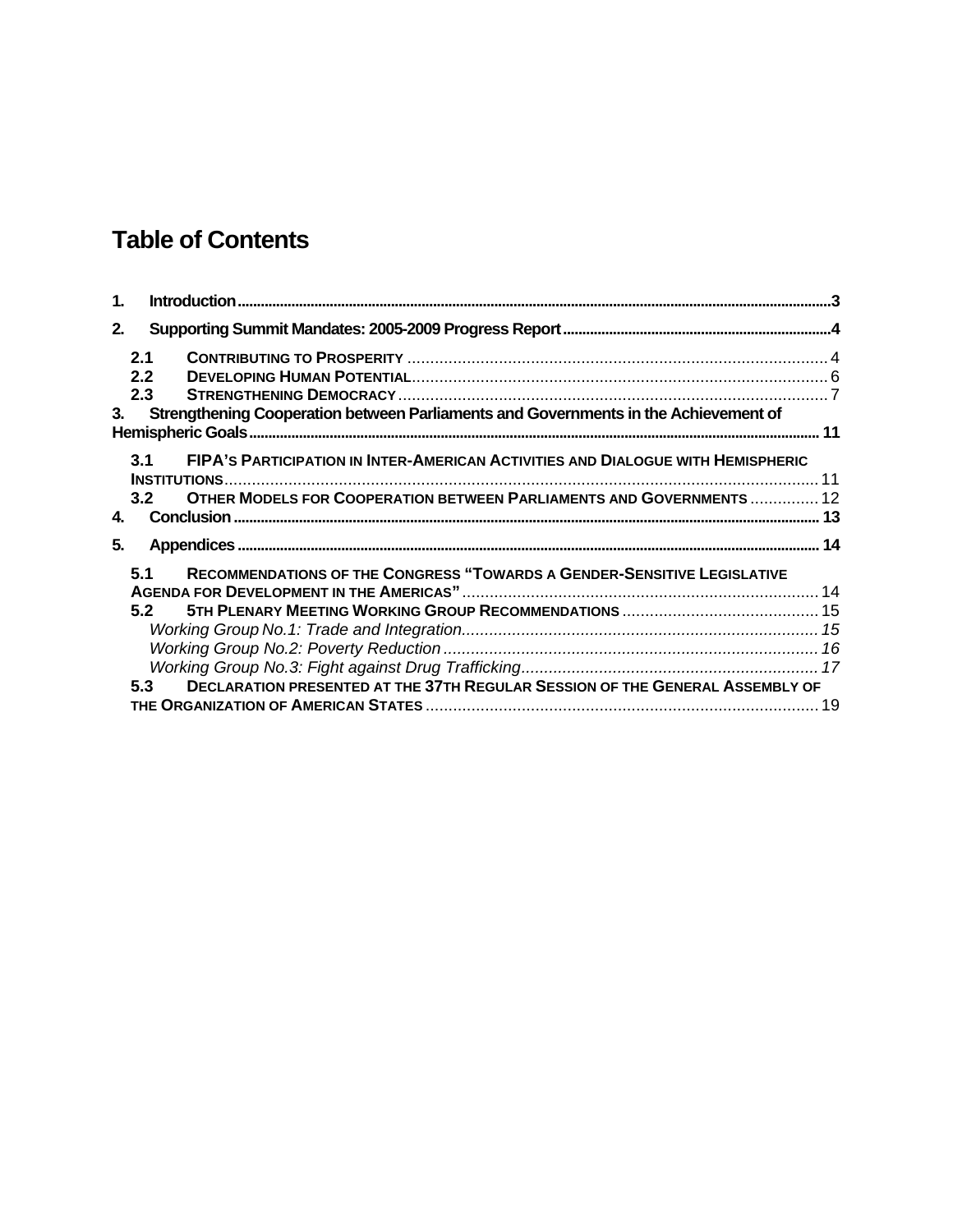# Table of Contents

1. **Introduction** ........ 3
2. **Supporting Summit Mandates: 2005-2009 Progress Report** ........ 4
   - 2.1 **Contributing to Prosperity** ........ 4
   - 2.2 **Developing Human Potential** ........ 6
   - 2.3 **Strengthening Democracy** ........ 7
3. **Strengthening Cooperation between Parliaments and Governments in the Achievement of Hemispheric Goals** ........ 11
   - 3.1 **FIPA's Participation in Inter-American Activities and Dialogue with Hemispheric Institutions** ........ 11
   - 3.2 **Other Models for Cooperation between Parliaments and Governments** ........ 12
4. **Conclusion** ........ 13
5. **Appendices** ........ 14
   - 5.1 **Recommendations of the Congress "Towards a Gender-Sensitive Legislative Agenda for Development in the Americas"** ........ 14
   - 5.2 **5th Plenary Meeting Working Group Recommendations** ........ 15
     - *Working Group No.1: Trade and Integration* ........ 15
     - *Working Group No.2: Poverty Reduction* ........ 16
     - *Working Group No.3: Fight against Drug Trafficking* ........ 17
   - 5.3 **Declaration presented at the 37th Regular Session of the General Assembly of the Organization of American States** ........ 19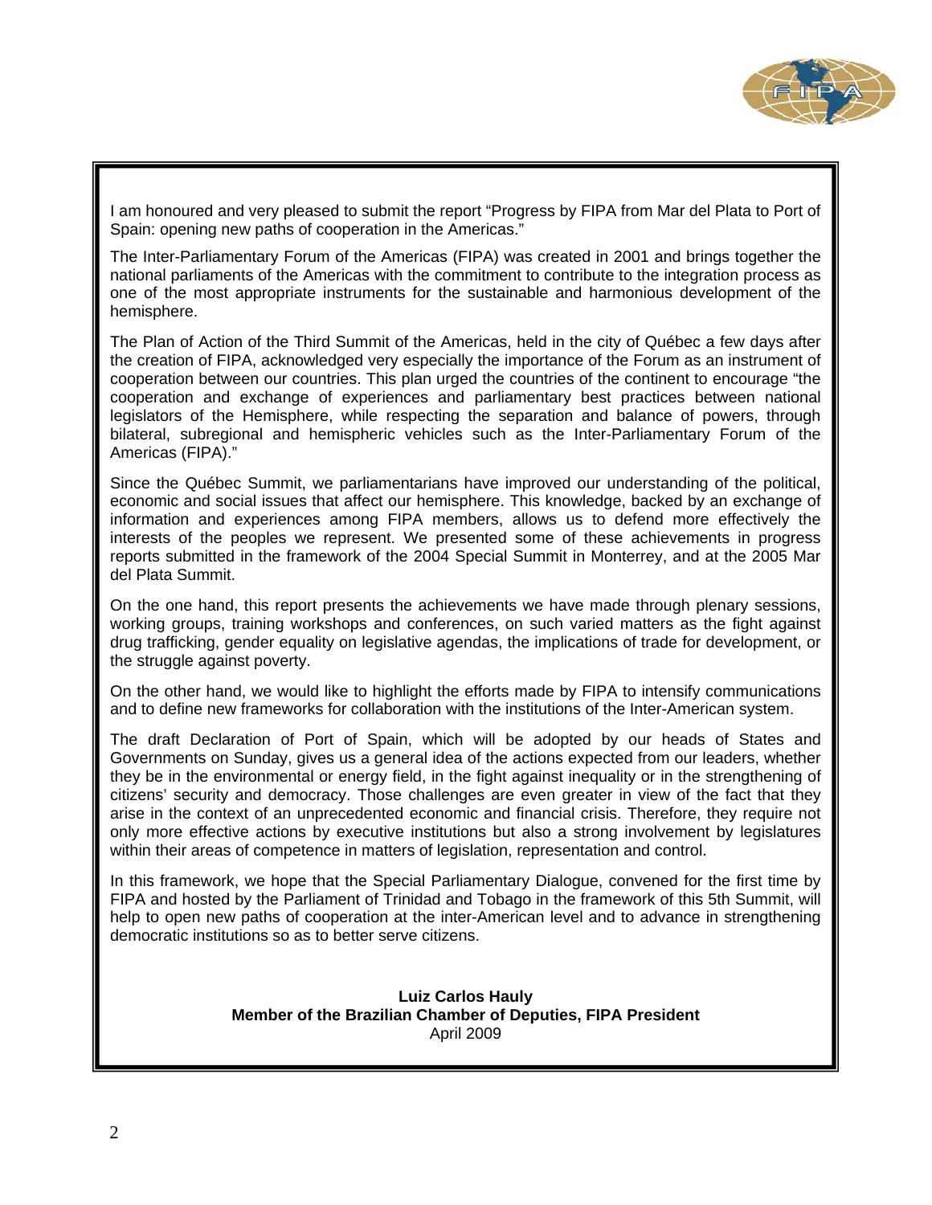I am honoured and very pleased to submit the report "Progress by FIPA from Mar del Plata to Port of Spain: opening new paths of cooperation in the Americas."

The Inter-Parliamentary Forum of the Americas (FIPA) was created in 2001 and brings together the national parliaments of the Americas with the commitment to contribute to the integration process as one of the most appropriate instruments for the sustainable and harmonious development of the hemisphere.

The Plan of Action of the Third Summit of the Americas, held in the city of Québec a few days after the creation of FIPA, acknowledged very especially the importance of the Forum as an instrument of cooperation between our countries. This plan urged the countries of the continent to encourage "the cooperation and exchange of experiences and parliamentary best practices between national legislators of the Hemisphere, while respecting the separation and balance of powers, through bilateral, subregional and hemispheric vehicles such as the Inter-Parliamentary Forum of the Americas (FIPA)."

Since the Québec Summit, we parliamentarians have improved our understanding of the political, economic and social issues that affect our hemisphere. This knowledge, backed by an exchange of information and experiences among FIPA members, allows us to defend more effectively the interests of the peoples we represent. We presented some of these achievements in progress reports submitted in the framework of the 2004 Special Summit in Monterrey, and at the 2005 Mar del Plata Summit.

On the one hand, this report presents the achievements we have made through plenary sessions, working groups, training workshops and conferences, on such varied matters as the fight against drug trafficking, gender equality on legislative agendas, the implications of trade for development, or the struggle against poverty.

On the other hand, we would like to highlight the efforts made by FIPA to intensify communications and to define new frameworks for collaboration with the institutions of the Inter-American system.

The draft Declaration of Port of Spain, which will be adopted by our heads of States and Governments on Sunday, gives us a general idea of the actions expected from our leaders, whether they be in the environmental or energy field, in the fight against inequality or in the strengthening of citizens' security and democracy. Those challenges are even greater in view of the fact that they arise in the context of an unprecedented economic and financial crisis. Therefore, they require not only more effective actions by executive institutions but also a strong involvement by legislatures within their areas of competence in matters of legislation, representation and control.

In this framework, we hope that the Special Parliamentary Dialogue, convened for the first time by FIPA and hosted by the Parliament of Trinidad and Tobago in the framework of this 5th Summit, will help to open new paths of cooperation at the inter-American level and to advance in strengthening democratic institutions so as to better serve citizens.

**Luiz Carlos Hauly**
**Member of the Brazilian Chamber of Deputies, FIPA President**
April 2009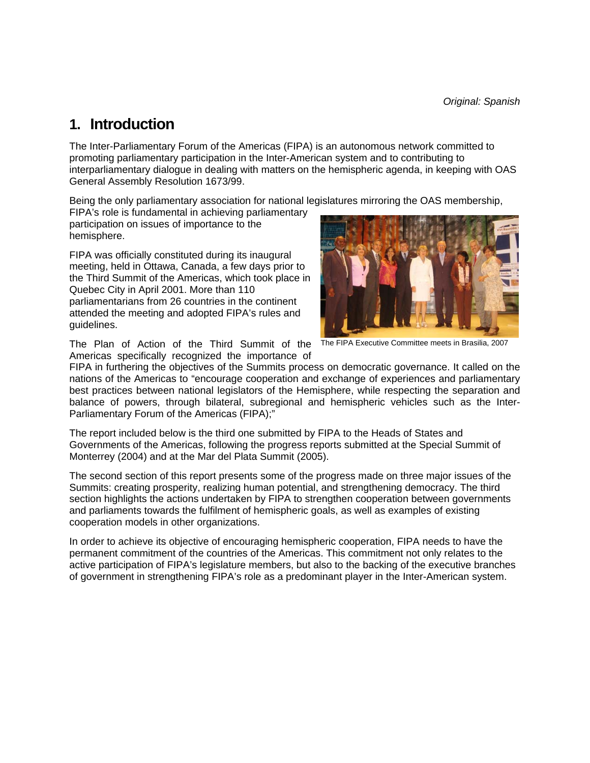*Original: Spanish*

# 1. Introduction

The Inter-Parliamentary Forum of the Americas (FIPA) is an autonomous network committed to promoting parliamentary participation in the Inter-American system and to contributing to interparliamentary dialogue in dealing with matters on the hemispheric agenda, in keeping with OAS General Assembly Resolution 1673/99.

Being the only parliamentary association for national legislatures mirroring the OAS membership, FIPA's role is fundamental in achieving parliamentary participation on issues of importance to the hemisphere.

FIPA was officially constituted during its inaugural meeting, held in Ottawa, Canada, a few days prior to the Third Summit of the Americas, which took place in Quebec City in April 2001. More than 110 parliamentarians from 26 countries in the continent attended the meeting and adopted FIPA's rules and guidelines.

The FIPA Executive Committee meets in Brasilia, 2007

The Plan of Action of the Third Summit of the Americas specifically recognized the importance of FIPA in furthering the objectives of the Summits process on democratic governance. It called on the nations of the Americas to "encourage cooperation and exchange of experiences and parliamentary best practices between national legislators of the Hemisphere, while respecting the separation and balance of powers, through bilateral, subregional and hemispheric vehicles such as the Inter-Parliamentary Forum of the Americas (FIPA);"

The report included below is the third one submitted by FIPA to the Heads of States and Governments of the Americas, following the progress reports submitted at the Special Summit of Monterrey (2004) and at the Mar del Plata Summit (2005).

The second section of this report presents some of the progress made on three major issues of the Summits: creating prosperity, realizing human potential, and strengthening democracy. The third section highlights the actions undertaken by FIPA to strengthen cooperation between governments and parliaments towards the fulfilment of hemispheric goals, as well as examples of existing cooperation models in other organizations.

In order to achieve its objective of encouraging hemispheric cooperation, FIPA needs to have the permanent commitment of the countries of the Americas. This commitment not only relates to the active participation of FIPA's legislature members, but also to the backing of the executive branches of government in strengthening FIPA's role as a predominant player in the Inter-American system.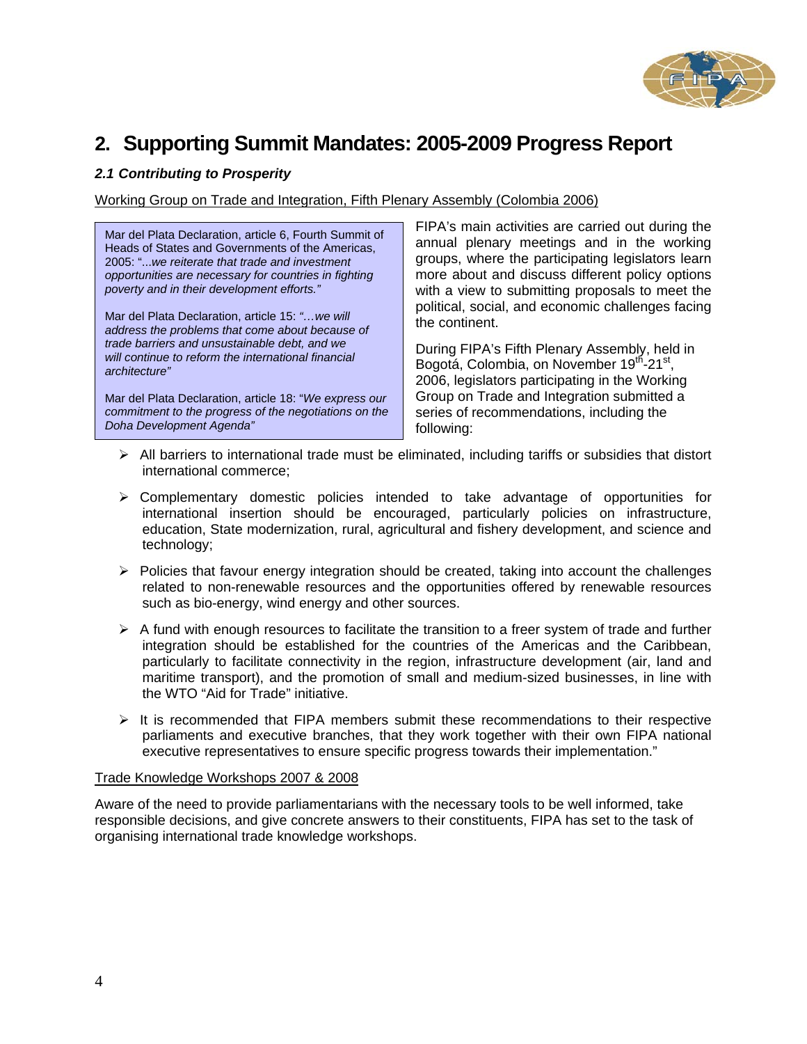## 2. Supporting Summit Mandates: 2005-2009 Progress Report

### *2.1 Contributing to Prosperity*

Working Group on Trade and Integration, Fifth Plenary Assembly (Colombia 2006)

> Mar del Plata Declaration, article 6, Fourth Summit of Heads of States and Governments of the Americas, 2005: "*...we reiterate that trade and investment opportunities are necessary for countries in fighting poverty and in their development efforts."*
>
> Mar del Plata Declaration, article 15: *"...we will address the problems that come about because of trade barriers and unsustainable debt, and we will continue to reform the international financial architecture"*
>
> Mar del Plata Declaration, article 18: "*We express our commitment to the progress of the negotiations on the Doha Development Agenda"*

FIPA's main activities are carried out during the annual plenary meetings and in the working groups, where the participating legislators learn more about and discuss different policy options with a view to submitting proposals to meet the political, social, and economic challenges facing the continent.

During FIPA's Fifth Plenary Assembly, held in Bogotá, Colombia, on November 19th-21st, 2006, legislators participating in the Working Group on Trade and Integration submitted a series of recommendations, including the following:

- All barriers to international trade must be eliminated, including tariffs or subsidies that distort international commerce;
- Complementary domestic policies intended to take advantage of opportunities for international insertion should be encouraged, particularly policies on infrastructure, education, State modernization, rural, agricultural and fishery development, and science and technology;
- Policies that favour energy integration should be created, taking into account the challenges related to non-renewable resources and the opportunities offered by renewable resources such as bio-energy, wind energy and other sources.
- A fund with enough resources to facilitate the transition to a freer system of trade and further integration should be established for the countries of the Americas and the Caribbean, particularly to facilitate connectivity in the region, infrastructure development (air, land and maritime transport), and the promotion of small and medium-sized businesses, in line with the WTO "Aid for Trade" initiative.
- It is recommended that FIPA members submit these recommendations to their respective parliaments and executive branches, that they work together with their own FIPA national executive representatives to ensure specific progress towards their implementation."

Trade Knowledge Workshops 2007 & 2008

Aware of the need to provide parliamentarians with the necessary tools to be well informed, take responsible decisions, and give concrete answers to their constituents, FIPA has set to the task of organising international trade knowledge workshops.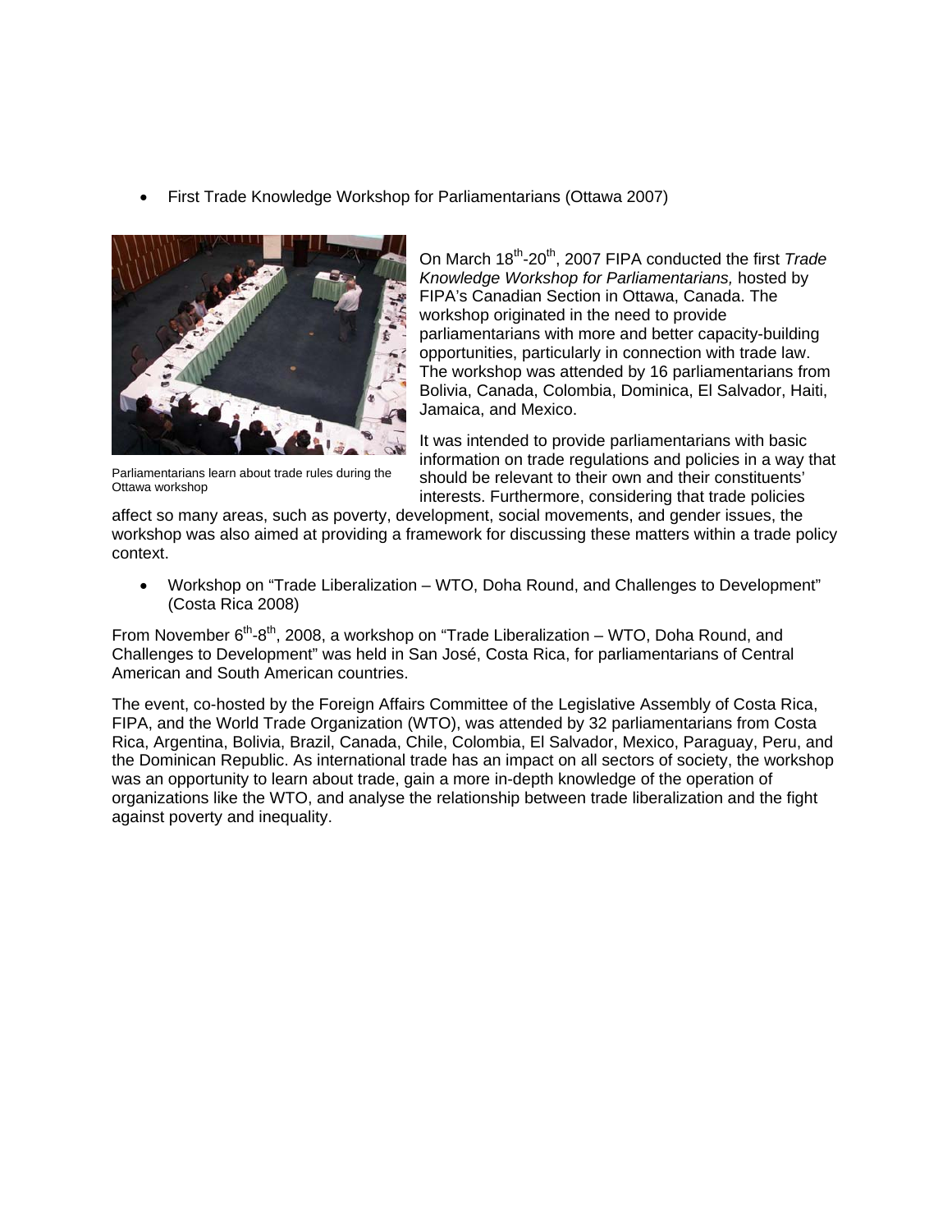- First Trade Knowledge Workshop for Parliamentarians (Ottawa 2007)

Parliamentarians learn about trade rules during the Ottawa workshop

On March 18th-20th, 2007 FIPA conducted the first *Trade Knowledge Workshop for Parliamentarians,* hosted by FIPA's Canadian Section in Ottawa, Canada. The workshop originated in the need to provide parliamentarians with more and better capacity-building opportunities, particularly in connection with trade law. The workshop was attended by 16 parliamentarians from Bolivia, Canada, Colombia, Dominica, El Salvador, Haiti, Jamaica, and Mexico.

It was intended to provide parliamentarians with basic information on trade regulations and policies in a way that should be relevant to their own and their constituents' interests. Furthermore, considering that trade policies affect so many areas, such as poverty, development, social movements, and gender issues, the workshop was also aimed at providing a framework for discussing these matters within a trade policy context.

- Workshop on "Trade Liberalization – WTO, Doha Round, and Challenges to Development" (Costa Rica 2008)

From November 6th-8th, 2008, a workshop on "Trade Liberalization – WTO, Doha Round, and Challenges to Development" was held in San José, Costa Rica, for parliamentarians of Central American and South American countries.

The event, co-hosted by the Foreign Affairs Committee of the Legislative Assembly of Costa Rica, FIPA, and the World Trade Organization (WTO), was attended by 32 parliamentarians from Costa Rica, Argentina, Bolivia, Brazil, Canada, Chile, Colombia, El Salvador, Mexico, Paraguay, Peru, and the Dominican Republic. As international trade has an impact on all sectors of society, the workshop was an opportunity to learn about trade, gain a more in-depth knowledge of the operation of organizations like the WTO, and analyse the relationship between trade liberalization and the fight against poverty and inequality.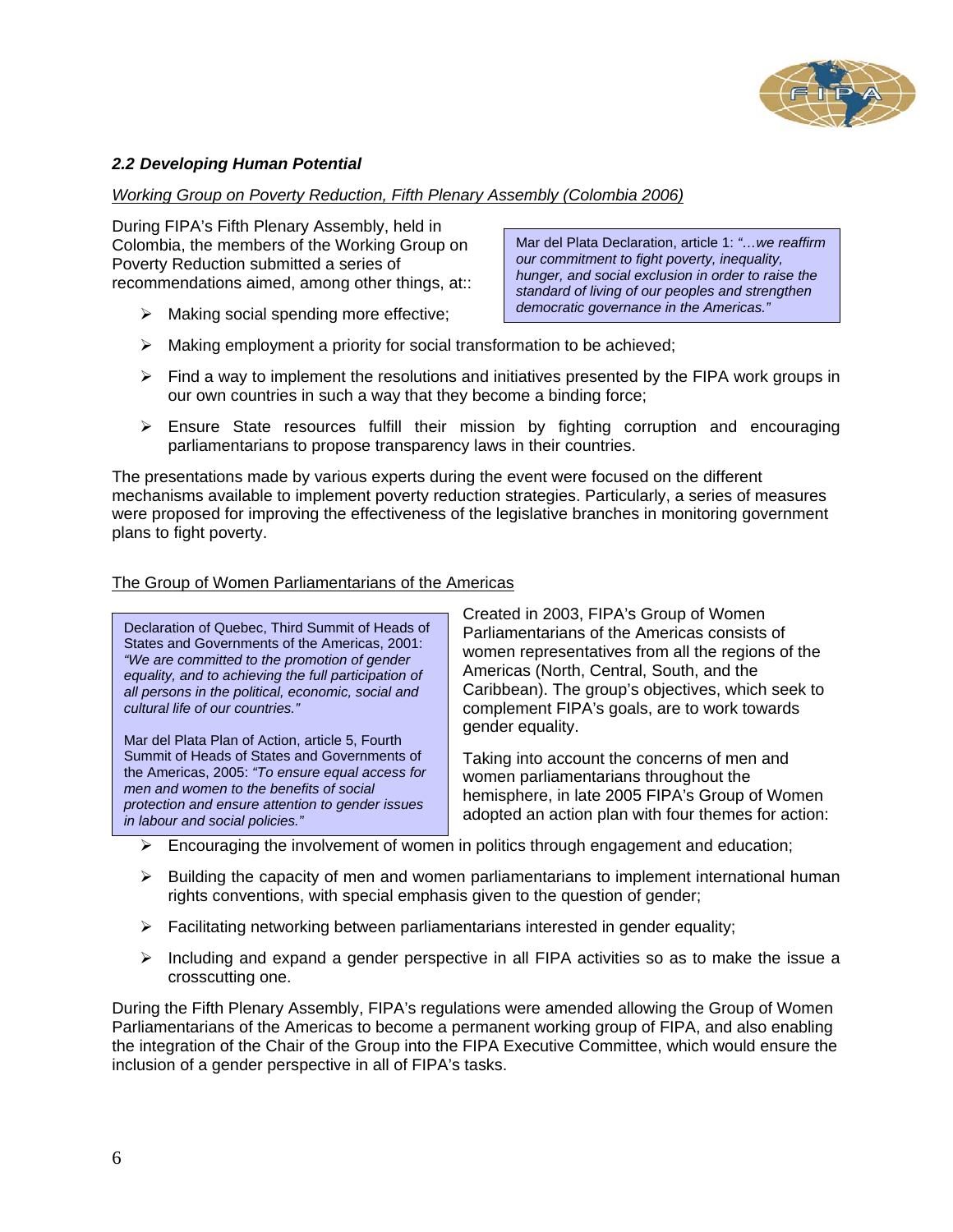### *2.2 Developing Human Potential*

*Working Group on Poverty Reduction, Fifth Plenary Assembly (Colombia 2006)*

During FIPA's Fifth Plenary Assembly, held in Colombia, the members of the Working Group on Poverty Reduction submitted a series of recommendations aimed, among other things, at::

> Mar del Plata Declaration, article 1: *"…we reaffirm our commitment to fight poverty, inequality, hunger, and social exclusion in order to raise the standard of living of our peoples and strengthen democratic governance in the Americas."*

- Making social spending more effective;
- Making employment a priority for social transformation to be achieved;
- Find a way to implement the resolutions and initiatives presented by the FIPA work groups in our own countries in such a way that they become a binding force;
- Ensure State resources fulfill their mission by fighting corruption and encouraging parliamentarians to propose transparency laws in their countries.

The presentations made by various experts during the event were focused on the different mechanisms available to implement poverty reduction strategies. Particularly, a series of measures were proposed for improving the effectiveness of the legislative branches in monitoring government plans to fight poverty.

The Group of Women Parliamentarians of the Americas

> Declaration of Quebec, Third Summit of Heads of States and Governments of the Americas, 2001: *"We are committed to the promotion of gender equality, and to achieving the full participation of all persons in the political, economic, social and cultural life of our countries."*
>
> Mar del Plata Plan of Action, article 5, Fourth Summit of Heads of States and Governments of the Americas, 2005: *"To ensure equal access for men and women to the benefits of social protection and ensure attention to gender issues in labour and social policies."*

Created in 2003, FIPA's Group of Women Parliamentarians of the Americas consists of women representatives from all the regions of the Americas (North, Central, South, and the Caribbean). The group's objectives, which seek to complement FIPA's goals, are to work towards gender equality.

Taking into account the concerns of men and women parliamentarians throughout the hemisphere, in late 2005 FIPA's Group of Women adopted an action plan with four themes for action:

- Encouraging the involvement of women in politics through engagement and education;
- Building the capacity of men and women parliamentarians to implement international human rights conventions, with special emphasis given to the question of gender;
- Facilitating networking between parliamentarians interested in gender equality;
- Including and expand a gender perspective in all FIPA activities so as to make the issue a crosscutting one.

During the Fifth Plenary Assembly, FIPA's regulations were amended allowing the Group of Women Parliamentarians of the Americas to become a permanent working group of FIPA, and also enabling the integration of the Chair of the Group into the FIPA Executive Committee, which would ensure the inclusion of a gender perspective in all of FIPA's tasks.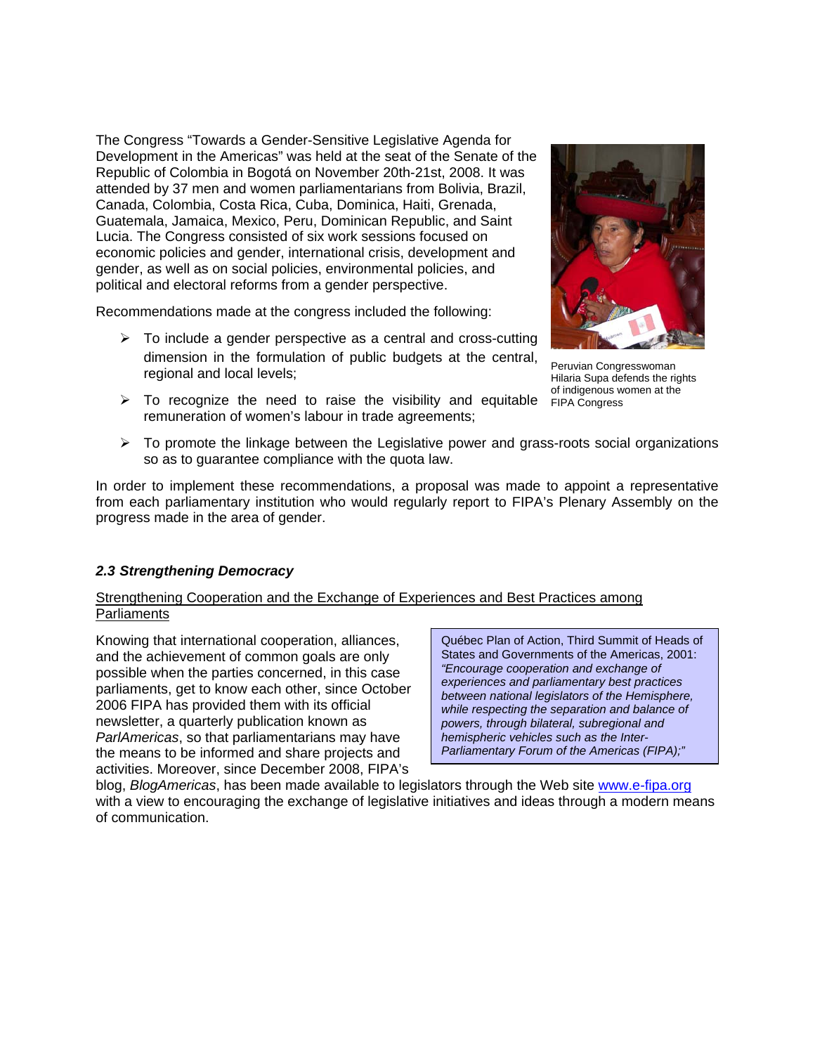The Congress "Towards a Gender-Sensitive Legislative Agenda for Development in the Americas" was held at the seat of the Senate of the Republic of Colombia in Bogotá on November 20th-21st, 2008. It was attended by 37 men and women parliamentarians from Bolivia, Brazil, Canada, Colombia, Costa Rica, Cuba, Dominica, Haiti, Grenada, Guatemala, Jamaica, Mexico, Peru, Dominican Republic, and Saint Lucia. The Congress consisted of six work sessions focused on economic policies and gender, international crisis, development and gender, as well as on social policies, environmental policies, and political and electoral reforms from a gender perspective.

Peruvian Congresswoman Hilaria Supa defends the rights of indigenous women at the FIPA Congress

Recommendations made at the congress included the following:

- To include a gender perspective as a central and cross-cutting dimension in the formulation of public budgets at the central, regional and local levels;
- To recognize the need to raise the visibility and equitable remuneration of women's labour in trade agreements;
- To promote the linkage between the Legislative power and grass-roots social organizations so as to guarantee compliance with the quota law.

In order to implement these recommendations, a proposal was made to appoint a representative from each parliamentary institution who would regularly report to FIPA's Plenary Assembly on the progress made in the area of gender.

### *2.3 Strengthening Democracy*

Strengthening Cooperation and the Exchange of Experiences and Best Practices among Parliaments

> Québec Plan of Action, Third Summit of Heads of States and Governments of the Americas, 2001: *"Encourage cooperation and exchange of experiences and parliamentary best practices between national legislators of the Hemisphere, while respecting the separation and balance of powers, through bilateral, subregional and hemispheric vehicles such as the Inter-Parliamentary Forum of the Americas (FIPA);"*

Knowing that international cooperation, alliances, and the achievement of common goals are only possible when the parties concerned, in this case parliaments, get to know each other, since October 2006 FIPA has provided them with its official newsletter, a quarterly publication known as *ParlAmericas*, so that parliamentarians may have the means to be informed and share projects and activities. Moreover, since December 2008, FIPA's blog, *BlogAmericas*, has been made available to legislators through the Web site www.e-fipa.org with a view to encouraging the exchange of legislative initiatives and ideas through a modern means of communication.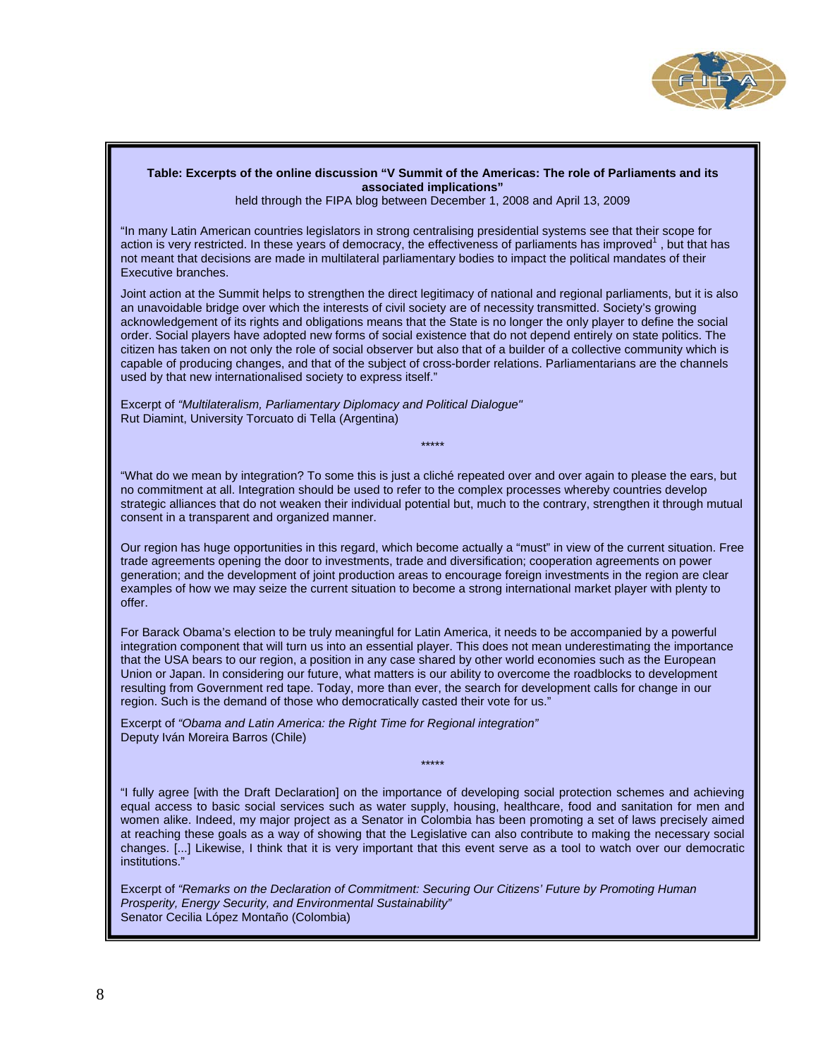**Table: Excerpts of the online discussion "V Summit of the Americas: The role of Parliaments and its associated implications"**

held through the FIPA blog between December 1, 2008 and April 13, 2009

"In many Latin American countries legislators in strong centralising presidential systems see that their scope for action is very restricted. In these years of democracy, the effectiveness of parliaments has improved[1] , but that has not meant that decisions are made in multilateral parliamentary bodies to impact the political mandates of their Executive branches.

Joint action at the Summit helps to strengthen the direct legitimacy of national and regional parliaments, but it is also an unavoidable bridge over which the interests of civil society are of necessity transmitted. Society's growing acknowledgement of its rights and obligations means that the State is no longer the only player to define the social order. Social players have adopted new forms of social existence that do not depend entirely on state politics. The citizen has taken on not only the role of social observer but also that of a builder of a collective community which is capable of producing changes, and that of the subject of cross-border relations. Parliamentarians are the channels used by that new internationalised society to express itself."

Excerpt of *"Multilateralism, Parliamentary Diplomacy and Political Dialogue"*
Rut Diamint, University Torcuato di Tella (Argentina)

\*\*\*\*\*

"What do we mean by integration? To some this is just a cliché repeated over and over again to please the ears, but no commitment at all. Integration should be used to refer to the complex processes whereby countries develop strategic alliances that do not weaken their individual potential but, much to the contrary, strengthen it through mutual consent in a transparent and organized manner.

Our region has huge opportunities in this regard, which become actually a "must" in view of the current situation. Free trade agreements opening the door to investments, trade and diversification; cooperation agreements on power generation; and the development of joint production areas to encourage foreign investments in the region are clear examples of how we may seize the current situation to become a strong international market player with plenty to offer.

For Barack Obama's election to be truly meaningful for Latin America, it needs to be accompanied by a powerful integration component that will turn us into an essential player. This does not mean underestimating the importance that the USA bears to our region, a position in any case shared by other world economies such as the European Union or Japan. In considering our future, what matters is our ability to overcome the roadblocks to development resulting from Government red tape. Today, more than ever, the search for development calls for change in our region. Such is the demand of those who democratically casted their vote for us."

Excerpt of *"Obama and Latin America: the Right Time for Regional integration"*
Deputy Iván Moreira Barros (Chile)

\*\*\*\*\*

"I fully agree [with the Draft Declaration] on the importance of developing social protection schemes and achieving equal access to basic social services such as water supply, housing, healthcare, food and sanitation for men and women alike. Indeed, my major project as a Senator in Colombia has been promoting a set of laws precisely aimed at reaching these goals as a way of showing that the Legislative can also contribute to making the necessary social changes. [...] Likewise, I think that it is very important that this event serve as a tool to watch over our democratic institutions."

Excerpt of *"Remarks on the Declaration of Commitment: Securing Our Citizens' Future by Promoting Human Prosperity, Energy Security, and Environmental Sustainability"*
Senator Cecilia López Montaño (Colombia)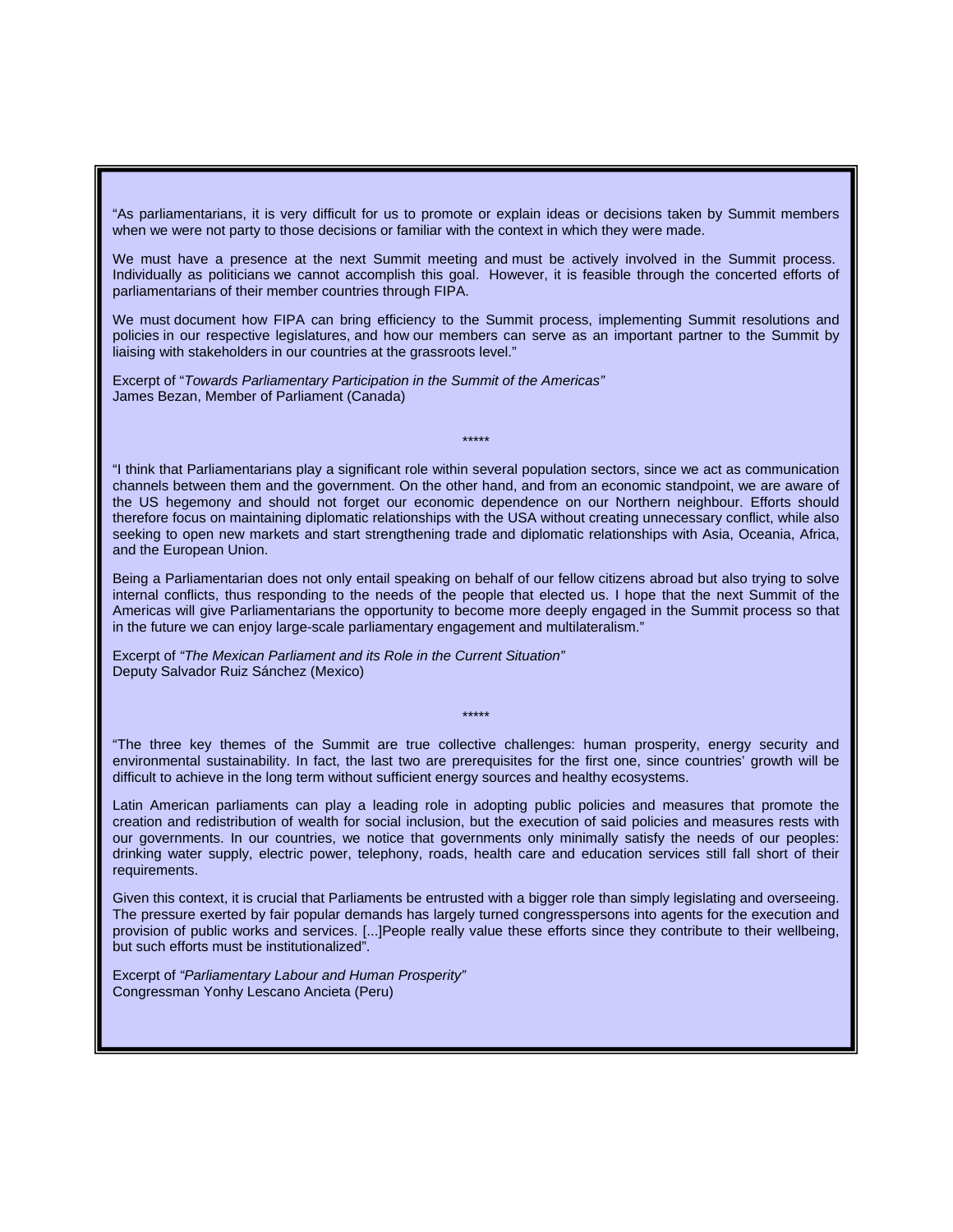"As parliamentarians, it is very difficult for us to promote or explain ideas or decisions taken by Summit members when we were not party to those decisions or familiar with the context in which they were made.

We must have a presence at the next Summit meeting and must be actively involved in the Summit process. Individually as politicians we cannot accomplish this goal. However, it is feasible through the concerted efforts of parliamentarians of their member countries through FIPA.

We must document how FIPA can bring efficiency to the Summit process, implementing Summit resolutions and policies in our respective legislatures, and how our members can serve as an important partner to the Summit by liaising with stakeholders in our countries at the grassroots level."

Excerpt of "*Towards Parliamentary Participation in the Summit of the Americas"*
James Bezan, Member of Parliament (Canada)

*****

"I think that Parliamentarians play a significant role within several population sectors, since we act as communication channels between them and the government. On the other hand, and from an economic standpoint, we are aware of the US hegemony and should not forget our economic dependence on our Northern neighbour. Efforts should therefore focus on maintaining diplomatic relationships with the USA without creating unnecessary conflict, while also seeking to open new markets and start strengthening trade and diplomatic relationships with Asia, Oceania, Africa, and the European Union.

Being a Parliamentarian does not only entail speaking on behalf of our fellow citizens abroad but also trying to solve internal conflicts, thus responding to the needs of the people that elected us. I hope that the next Summit of the Americas will give Parliamentarians the opportunity to become more deeply engaged in the Summit process so that in the future we can enjoy large-scale parliamentary engagement and multilateralism."

Excerpt of *"The Mexican Parliament and its Role in the Current Situation"*
Deputy Salvador Ruiz Sánchez (Mexico)

*****

"The three key themes of the Summit are true collective challenges: human prosperity, energy security and environmental sustainability. In fact, the last two are prerequisites for the first one, since countries' growth will be difficult to achieve in the long term without sufficient energy sources and healthy ecosystems.

Latin American parliaments can play a leading role in adopting public policies and measures that promote the creation and redistribution of wealth for social inclusion, but the execution of said policies and measures rests with our governments. In our countries, we notice that governments only minimally satisfy the needs of our peoples: drinking water supply, electric power, telephony, roads, health care and education services still fall short of their requirements.

Given this context, it is crucial that Parliaments be entrusted with a bigger role than simply legislating and overseeing. The pressure exerted by fair popular demands has largely turned congresspersons into agents for the execution and provision of public works and services. [...]People really value these efforts since they contribute to their wellbeing, but such efforts must be institutionalized".

Excerpt of *"Parliamentary Labour and Human Prosperity"*
Congressman Yonhy Lescano Ancieta (Peru)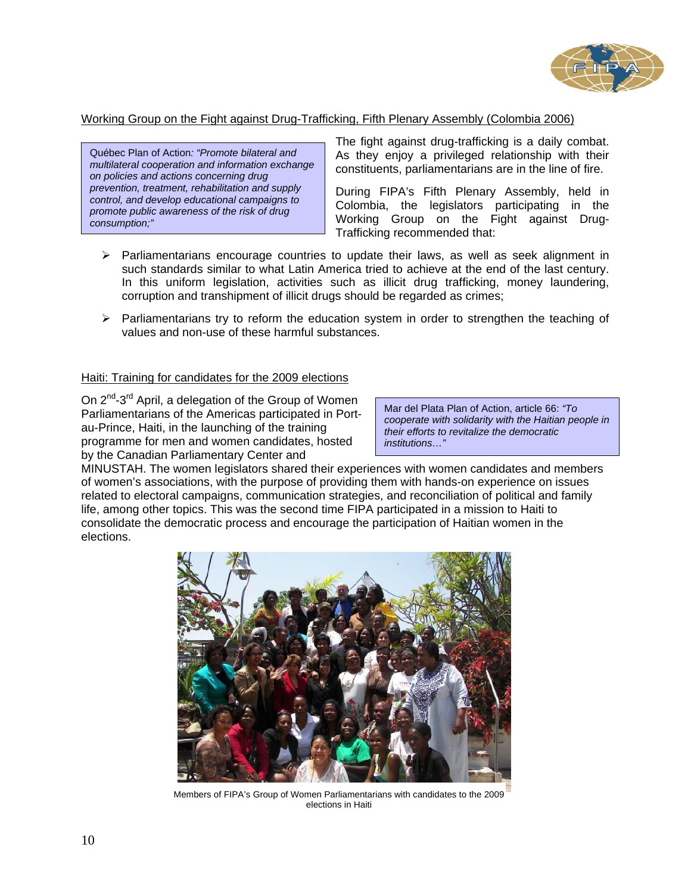Working Group on the Fight against Drug-Trafficking, Fifth Plenary Assembly (Colombia 2006)

> Québec Plan of Action: *"Promote bilateral and multilateral cooperation and information exchange on policies and actions concerning drug prevention, treatment, rehabilitation and supply control, and develop educational campaigns to promote public awareness of the risk of drug consumption;"*

The fight against drug-trafficking is a daily combat. As they enjoy a privileged relationship with their constituents, parliamentarians are in the line of fire.

During FIPA's Fifth Plenary Assembly, held in Colombia, the legislators participating in the Working Group on the Fight against Drug-Trafficking recommended that:

- Parliamentarians encourage countries to update their laws, as well as seek alignment in such standards similar to what Latin America tried to achieve at the end of the last century. In this uniform legislation, activities such as illicit drug trafficking, money laundering, corruption and transhipment of illicit drugs should be regarded as crimes;
- Parliamentarians try to reform the education system in order to strengthen the teaching of values and non-use of these harmful substances.

Haiti: Training for candidates for the 2009 elections

> Mar del Plata Plan of Action, article 66: *"To cooperate with solidarity with the Haitian people in their efforts to revitalize the democratic institutions…"*

On 2nd-3rd April, a delegation of the Group of Women Parliamentarians of the Americas participated in Port-au-Prince, Haiti, in the launching of the training programme for men and women candidates, hosted by the Canadian Parliamentary Center and MINUSTAH. The women legislators shared their experiences with women candidates and members of women's associations, with the purpose of providing them with hands-on experience on issues related to electoral campaigns, communication strategies, and reconciliation of political and family life, among other topics. This was the second time FIPA participated in a mission to Haiti to consolidate the democratic process and encourage the participation of Haitian women in the elections.

Members of FIPA's Group of Women Parliamentarians with candidates to the 2009 elections in Haiti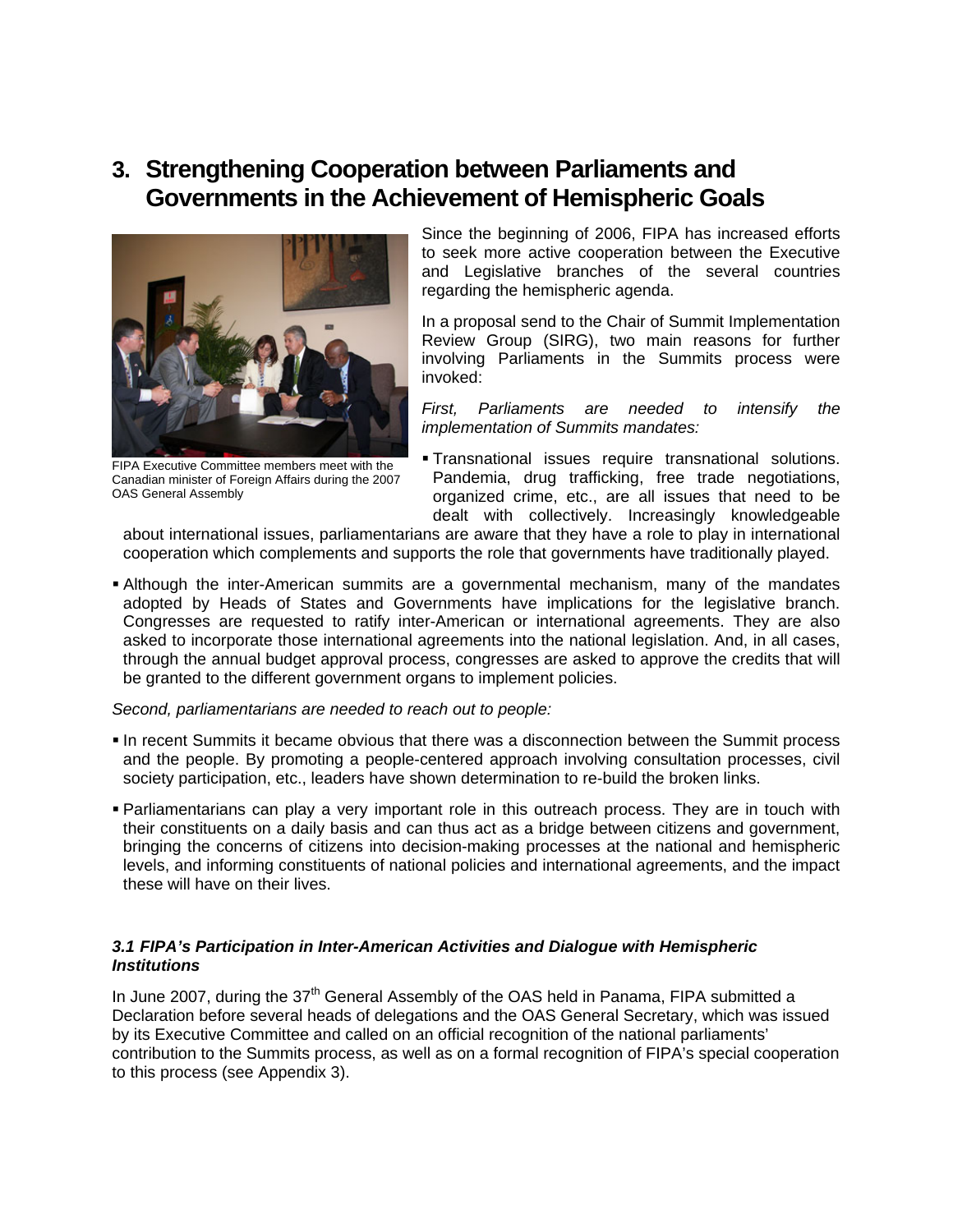## 3. Strengthening Cooperation between Parliaments and Governments in the Achievement of Hemispheric Goals

FIPA Executive Committee members meet with the Canadian minister of Foreign Affairs during the 2007 OAS General Assembly

Since the beginning of 2006, FIPA has increased efforts to seek more active cooperation between the Executive and Legislative branches of the several countries regarding the hemispheric agenda.

In a proposal send to the Chair of Summit Implementation Review Group (SIRG), two main reasons for further involving Parliaments in the Summits process were invoked:

*First, Parliaments are needed to intensify the implementation of Summits mandates:*

- Transnational issues require transnational solutions. Pandemia, drug trafficking, free trade negotiations, organized crime, etc., are all issues that need to be dealt with collectively. Increasingly knowledgeable about international issues, parliamentarians are aware that they have a role to play in international cooperation which complements and supports the role that governments have traditionally played.
- Although the inter-American summits are a governmental mechanism, many of the mandates adopted by Heads of States and Governments have implications for the legislative branch. Congresses are requested to ratify inter-American or international agreements. They are also asked to incorporate those international agreements into the national legislation. And, in all cases, through the annual budget approval process, congresses are asked to approve the credits that will be granted to the different government organs to implement policies.

*Second, parliamentarians are needed to reach out to people:*

- In recent Summits it became obvious that there was a disconnection between the Summit process and the people. By promoting a people-centered approach involving consultation processes, civil society participation, etc., leaders have shown determination to re-build the broken links.
- Parliamentarians can play a very important role in this outreach process. They are in touch with their constituents on a daily basis and can thus act as a bridge between citizens and government, bringing the concerns of citizens into decision-making processes at the national and hemispheric levels, and informing constituents of national policies and international agreements, and the impact these will have on their lives.

### *3.1 FIPA's Participation in Inter-American Activities and Dialogue with Hemispheric Institutions*

In June 2007, during the 37th General Assembly of the OAS held in Panama, FIPA submitted a Declaration before several heads of delegations and the OAS General Secretary, which was issued by its Executive Committee and called on an official recognition of the national parliaments' contribution to the Summits process, as well as on a formal recognition of FIPA's special cooperation to this process (see Appendix 3).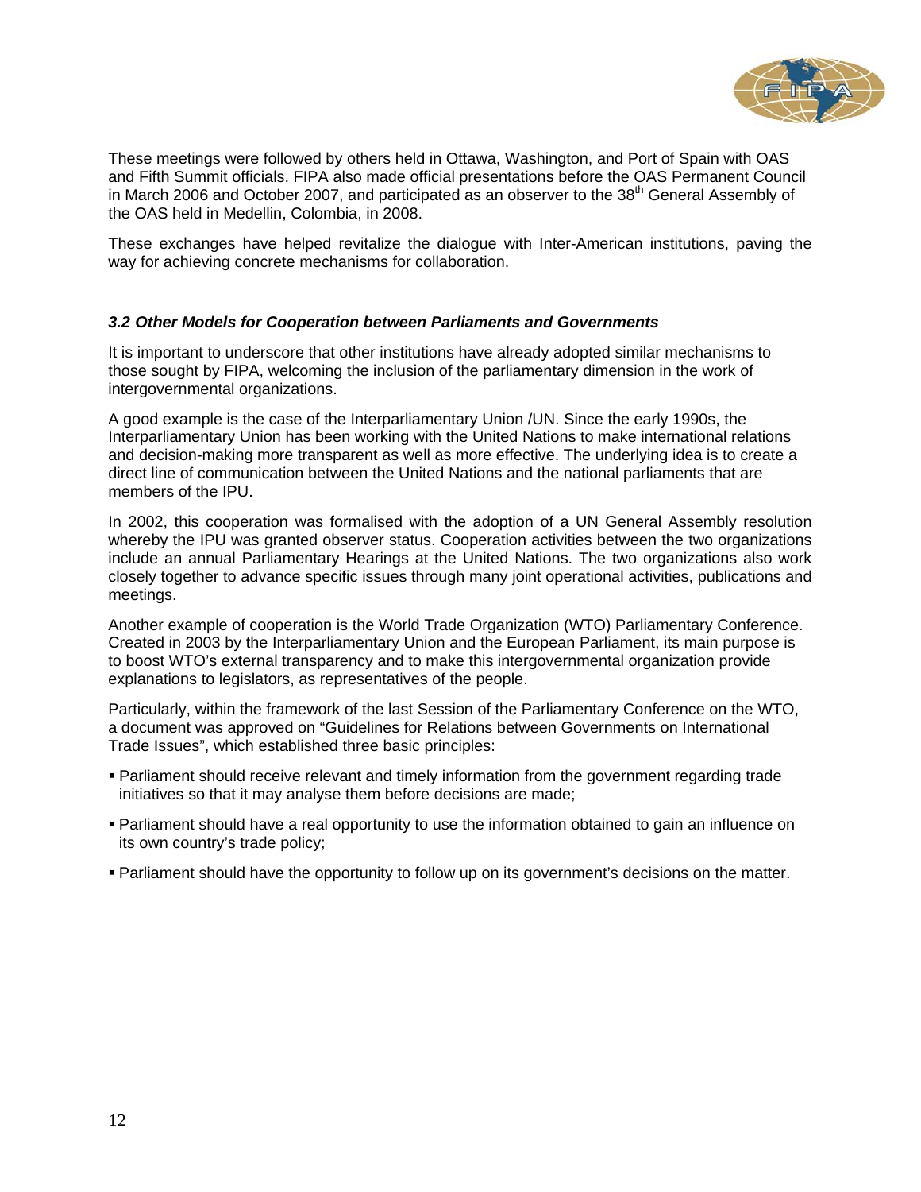These meetings were followed by others held in Ottawa, Washington, and Port of Spain with OAS and Fifth Summit officials. FIPA also made official presentations before the OAS Permanent Council in March 2006 and October 2007, and participated as an observer to the 38th General Assembly of the OAS held in Medellin, Colombia, in 2008.

These exchanges have helped revitalize the dialogue with Inter-American institutions, paving the way for achieving concrete mechanisms for collaboration.

### *3.2 Other Models for Cooperation between Parliaments and Governments*

It is important to underscore that other institutions have already adopted similar mechanisms to those sought by FIPA, welcoming the inclusion of the parliamentary dimension in the work of intergovernmental organizations.

A good example is the case of the Interparliamentary Union /UN. Since the early 1990s, the Interparliamentary Union has been working with the United Nations to make international relations and decision-making more transparent as well as more effective. The underlying idea is to create a direct line of communication between the United Nations and the national parliaments that are members of the IPU.

In 2002, this cooperation was formalised with the adoption of a UN General Assembly resolution whereby the IPU was granted observer status. Cooperation activities between the two organizations include an annual Parliamentary Hearings at the United Nations. The two organizations also work closely together to advance specific issues through many joint operational activities, publications and meetings.

Another example of cooperation is the World Trade Organization (WTO) Parliamentary Conference. Created in 2003 by the Interparliamentary Union and the European Parliament, its main purpose is to boost WTO's external transparency and to make this intergovernmental organization provide explanations to legislators, as representatives of the people.

Particularly, within the framework of the last Session of the Parliamentary Conference on the WTO, a document was approved on "Guidelines for Relations between Governments on International Trade Issues", which established three basic principles:

- Parliament should receive relevant and timely information from the government regarding trade initiatives so that it may analyse them before decisions are made;
- Parliament should have a real opportunity to use the information obtained to gain an influence on its own country's trade policy;
- Parliament should have the opportunity to follow up on its government's decisions on the matter.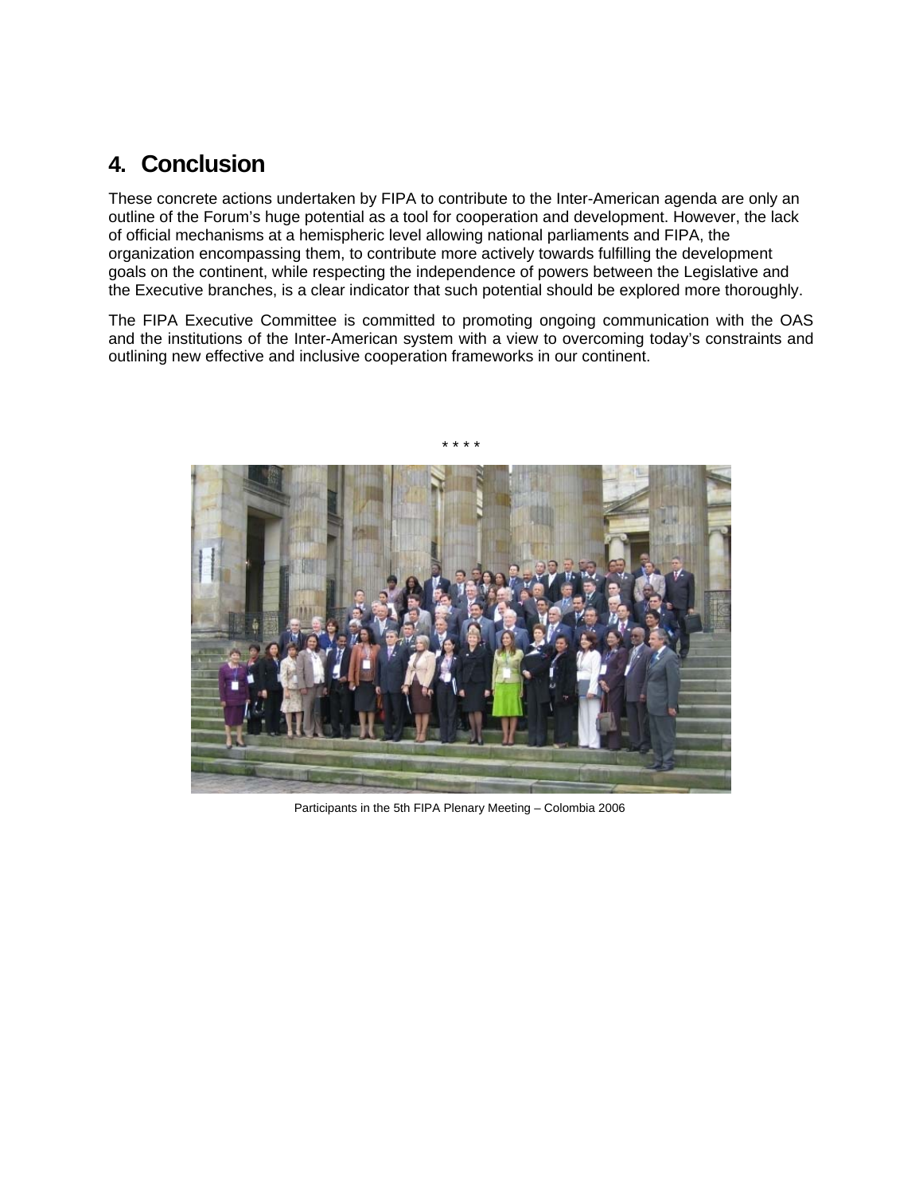## 4. Conclusion

These concrete actions undertaken by FIPA to contribute to the Inter-American agenda are only an outline of the Forum's huge potential as a tool for cooperation and development. However, the lack of official mechanisms at a hemispheric level allowing national parliaments and FIPA, the organization encompassing them, to contribute more actively towards fulfilling the development goals on the continent, while respecting the independence of powers between the Legislative and the Executive branches, is a clear indicator that such potential should be explored more thoroughly.

The FIPA Executive Committee is committed to promoting ongoing communication with the OAS and the institutions of the Inter-American system with a view to overcoming today's constraints and outlining new effective and inclusive cooperation frameworks in our continent.

* * * *

Participants in the 5th FIPA Plenary Meeting – Colombia 2006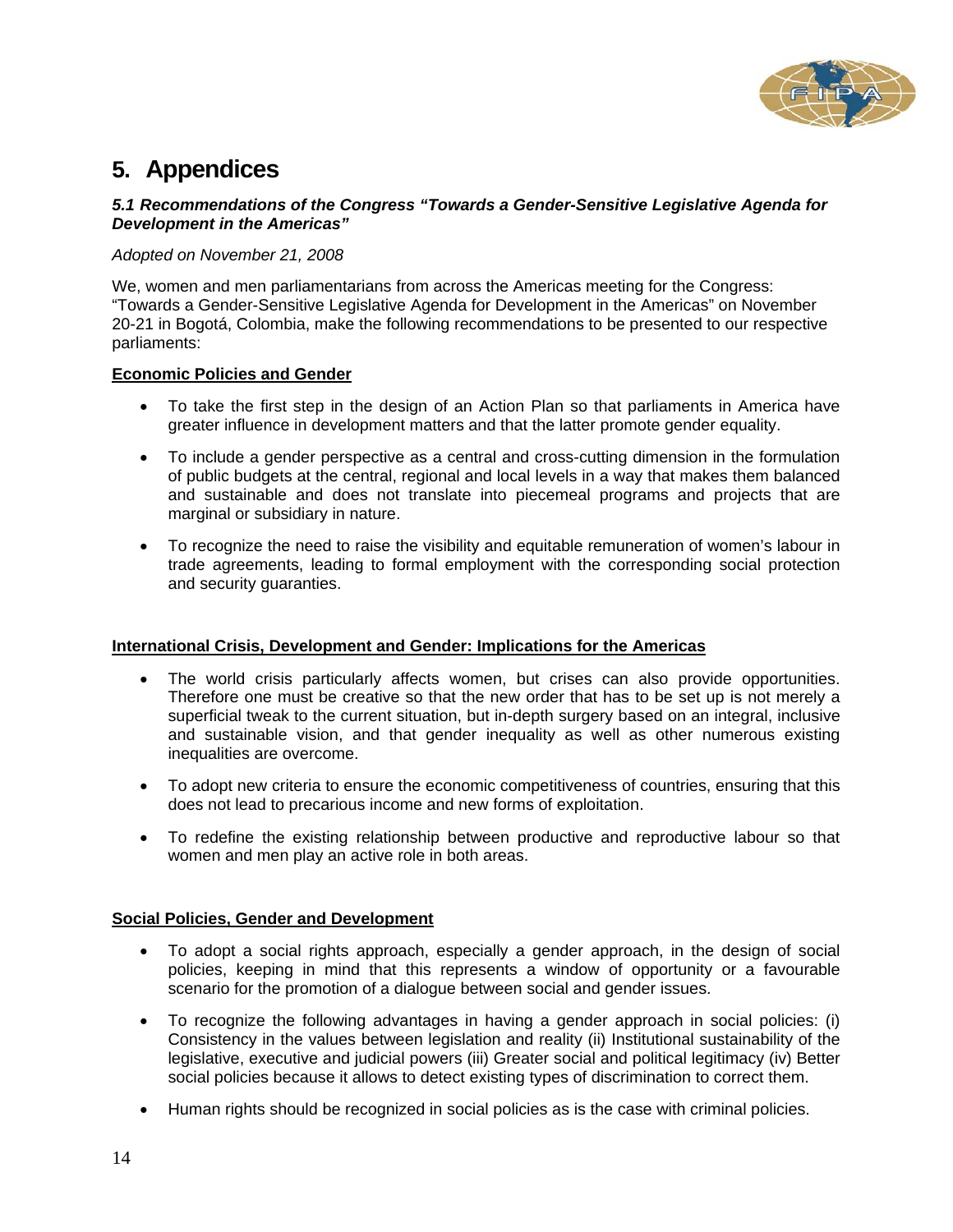# 5. Appendices

### *5.1 Recommendations of the Congress "Towards a Gender-Sensitive Legislative Agenda for Development in the Americas"*

*Adopted on November 21, 2008*

We, women and men parliamentarians from across the Americas meeting for the Congress: "Towards a Gender-Sensitive Legislative Agenda for Development in the Americas" on November 20-21 in Bogotá, Colombia, make the following recommendations to be presented to our respective parliaments:

**Economic Policies and Gender**

- To take the first step in the design of an Action Plan so that parliaments in America have greater influence in development matters and that the latter promote gender equality.
- To include a gender perspective as a central and cross-cutting dimension in the formulation of public budgets at the central, regional and local levels in a way that makes them balanced and sustainable and does not translate into piecemeal programs and projects that are marginal or subsidiary in nature.
- To recognize the need to raise the visibility and equitable remuneration of women's labour in trade agreements, leading to formal employment with the corresponding social protection and security guarantees.

**International Crisis, Development and Gender: Implications for the Americas**

- The world crisis particularly affects women, but crises can also provide opportunities. Therefore one must be creative so that the new order that has to be set up is not merely a superficial tweak to the current situation, but in-depth surgery based on an integral, inclusive and sustainable vision, and that gender inequality as well as other numerous existing inequalities are overcome.
- To adopt new criteria to ensure the economic competitiveness of countries, ensuring that this does not lead to precarious income and new forms of exploitation.
- To redefine the existing relationship between productive and reproductive labour so that women and men play an active role in both areas.

**Social Policies, Gender and Development**

- To adopt a social rights approach, especially a gender approach, in the design of social policies, keeping in mind that this represents a window of opportunity or a favourable scenario for the promotion of a dialogue between social and gender issues.
- To recognize the following advantages in having a gender approach in social policies: (i) Consistency in the values between legislation and reality (ii) Institutional sustainability of the legislative, executive and judicial powers (iii) Greater social and political legitimacy (iv) Better social policies because it allows to detect existing types of discrimination to correct them.
- Human rights should be recognized in social policies as is the case with criminal policies.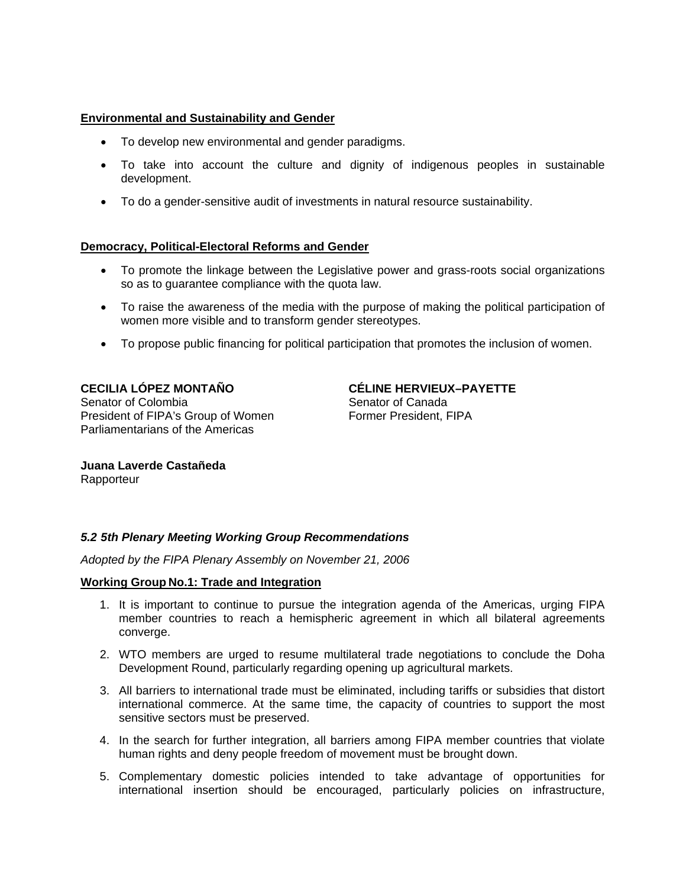**Environmental and Sustainability and Gender**

- To develop new environmental and gender paradigms.
- To take into account the culture and dignity of indigenous peoples in sustainable development.
- To do a gender-sensitive audit of investments in natural resource sustainability.

**Democracy, Political-Electoral Reforms and Gender**

- To promote the linkage between the Legislative power and grass-roots social organizations so as to guarantee compliance with the quota law.
- To raise the awareness of the media with the purpose of making the political participation of women more visible and to transform gender stereotypes.
- To propose public financing for political participation that promotes the inclusion of women.

**CECILIA LÓPEZ MONTAÑO**
Senator of Colombia
President of FIPA's Group of Women Parliamentarians of the Americas

**CÉLINE HERVIEUX–PAYETTE**
Senator of Canada
Former President, FIPA

**Juana Laverde Castañeda**
Rapporteur

### *5.2 5th Plenary Meeting Working Group Recommendations*

*Adopted by the FIPA Plenary Assembly on November 21, 2006*

**Working Group No.1: Trade and Integration**

1. It is important to continue to pursue the integration agenda of the Americas, urging FIPA member countries to reach a hemispheric agreement in which all bilateral agreements converge.
2. WTO members are urged to resume multilateral trade negotiations to conclude the Doha Development Round, particularly regarding opening up agricultural markets.
3. All barriers to international trade must be eliminated, including tariffs or subsidies that distort international commerce. At the same time, the capacity of countries to support the most sensitive sectors must be preserved.
4. In the search for further integration, all barriers among FIPA member countries that violate human rights and deny people freedom of movement must be brought down.
5. Complementary domestic policies intended to take advantage of opportunities for international insertion should be encouraged, particularly policies on infrastructure,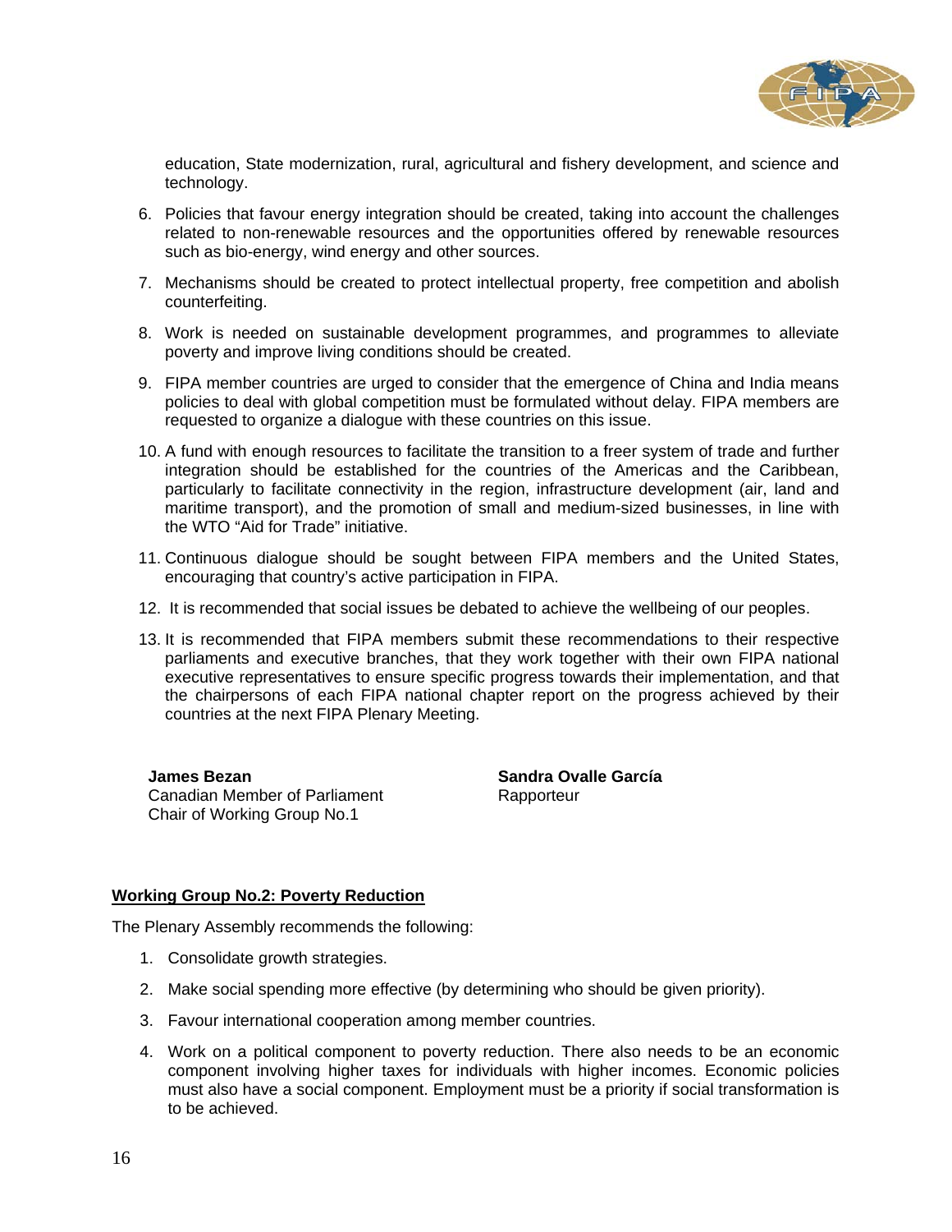education, State modernization, rural, agricultural and fishery development, and science and technology.

6. Policies that favour energy integration should be created, taking into account the challenges related to non-renewable resources and the opportunities offered by renewable resources such as bio-energy, wind energy and other sources.

7. Mechanisms should be created to protect intellectual property, free competition and abolish counterfeiting.

8. Work is needed on sustainable development programmes, and programmes to alleviate poverty and improve living conditions should be created.

9. FIPA member countries are urged to consider that the emergence of China and India means policies to deal with global competition must be formulated without delay. FIPA members are requested to organize a dialogue with these countries on this issue.

10. A fund with enough resources to facilitate the transition to a freer system of trade and further integration should be established for the countries of the Americas and the Caribbean, particularly to facilitate connectivity in the region, infrastructure development (air, land and maritime transport), and the promotion of small and medium-sized businesses, in line with the WTO “Aid for Trade” initiative.

11. Continuous dialogue should be sought between FIPA members and the United States, encouraging that country’s active participation in FIPA.

12. It is recommended that social issues be debated to achieve the wellbeing of our peoples.

13. It is recommended that FIPA members submit these recommendations to their respective parliaments and executive branches, that they work together with their own FIPA national executive representatives to ensure specific progress towards their implementation, and that the chairpersons of each FIPA national chapter report on the progress achieved by their countries at the next FIPA Plenary Meeting.

**James Bezan**
Canadian Member of Parliament
Chair of Working Group No.1

**Sandra Ovalle García**
Rapporteur

## Working Group No.2: Poverty Reduction

The Plenary Assembly recommends the following:

1. Consolidate growth strategies.

2. Make social spending more effective (by determining who should be given priority).

3. Favour international cooperation among member countries.

4. Work on a political component to poverty reduction. There also needs to be an economic component involving higher taxes for individuals with higher incomes. Economic policies must also have a social component. Employment must be a priority if social transformation is to be achieved.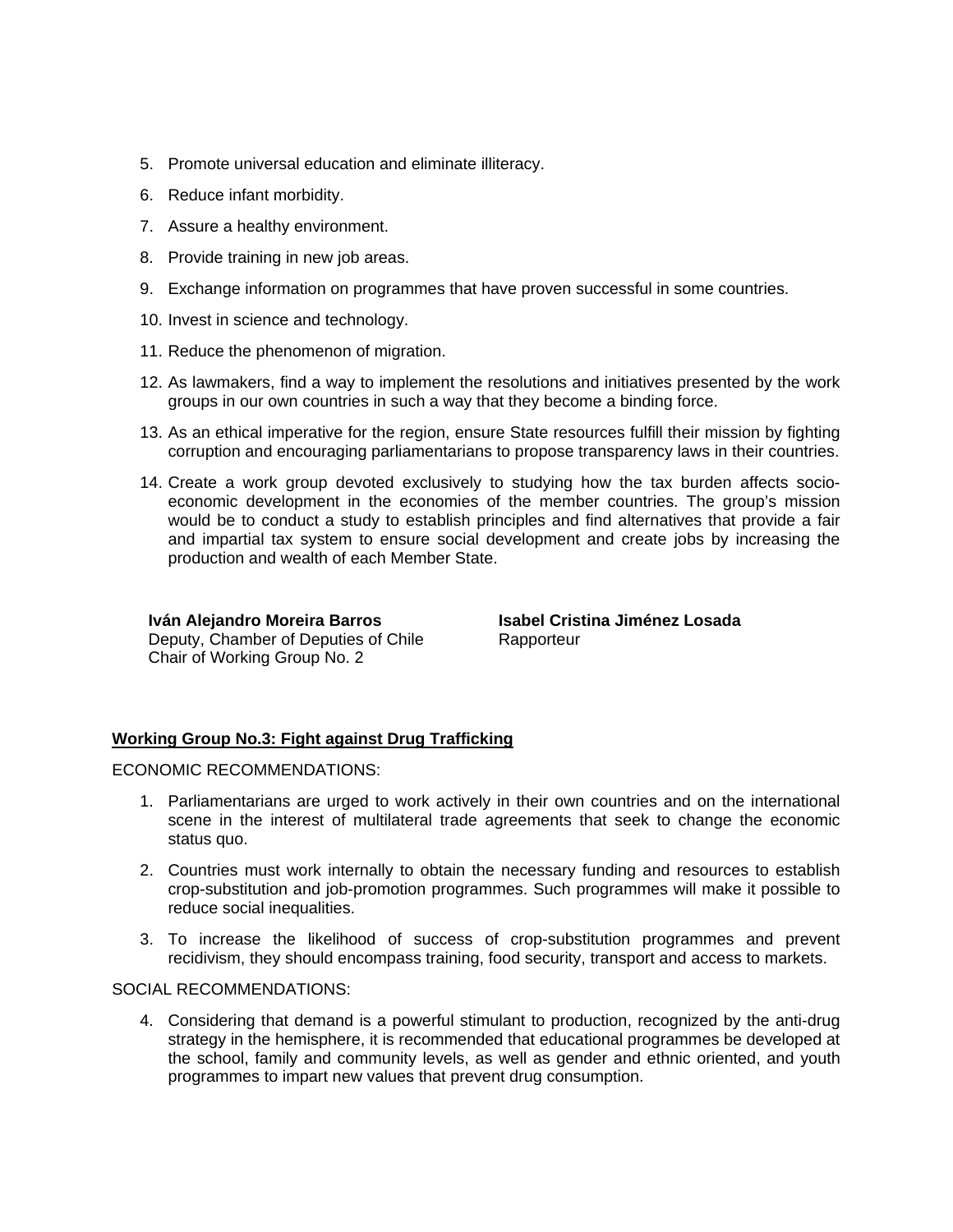5. Promote universal education and eliminate illiteracy.
6. Reduce infant morbidity.
7. Assure a healthy environment.
8. Provide training in new job areas.
9. Exchange information on programmes that have proven successful in some countries.
10. Invest in science and technology.
11. Reduce the phenomenon of migration.
12. As lawmakers, find a way to implement the resolutions and initiatives presented by the work groups in our own countries in such a way that they become a binding force.
13. As an ethical imperative for the region, ensure State resources fulfill their mission by fighting corruption and encouraging parliamentarians to propose transparency laws in their countries.
14. Create a work group devoted exclusively to studying how the tax burden affects socio-economic development in the economies of the member countries. The group's mission would be to conduct a study to establish principles and find alternatives that provide a fair and impartial tax system to ensure social development and create jobs by increasing the production and wealth of each Member State.

**Iván Alejandro Moreira Barros**
Deputy, Chamber of Deputies of Chile
Chair of Working Group No. 2

**Isabel Cristina Jiménez Losada**
Rapporteur

**Working Group No.3: Fight against Drug Trafficking**

ECONOMIC RECOMMENDATIONS:

1. Parliamentarians are urged to work actively in their own countries and on the international scene in the interest of multilateral trade agreements that seek to change the economic status quo.
2. Countries must work internally to obtain the necessary funding and resources to establish crop-substitution and job-promotion programmes. Such programmes will make it possible to reduce social inequalities.
3. To increase the likelihood of success of crop-substitution programmes and prevent recidivism, they should encompass training, food security, transport and access to markets.

SOCIAL RECOMMENDATIONS:

4. Considering that demand is a powerful stimulant to production, recognized by the anti-drug strategy in the hemisphere, it is recommended that educational programmes be developed at the school, family and community levels, as well as gender and ethnic oriented, and youth programmes to impart new values that prevent drug consumption.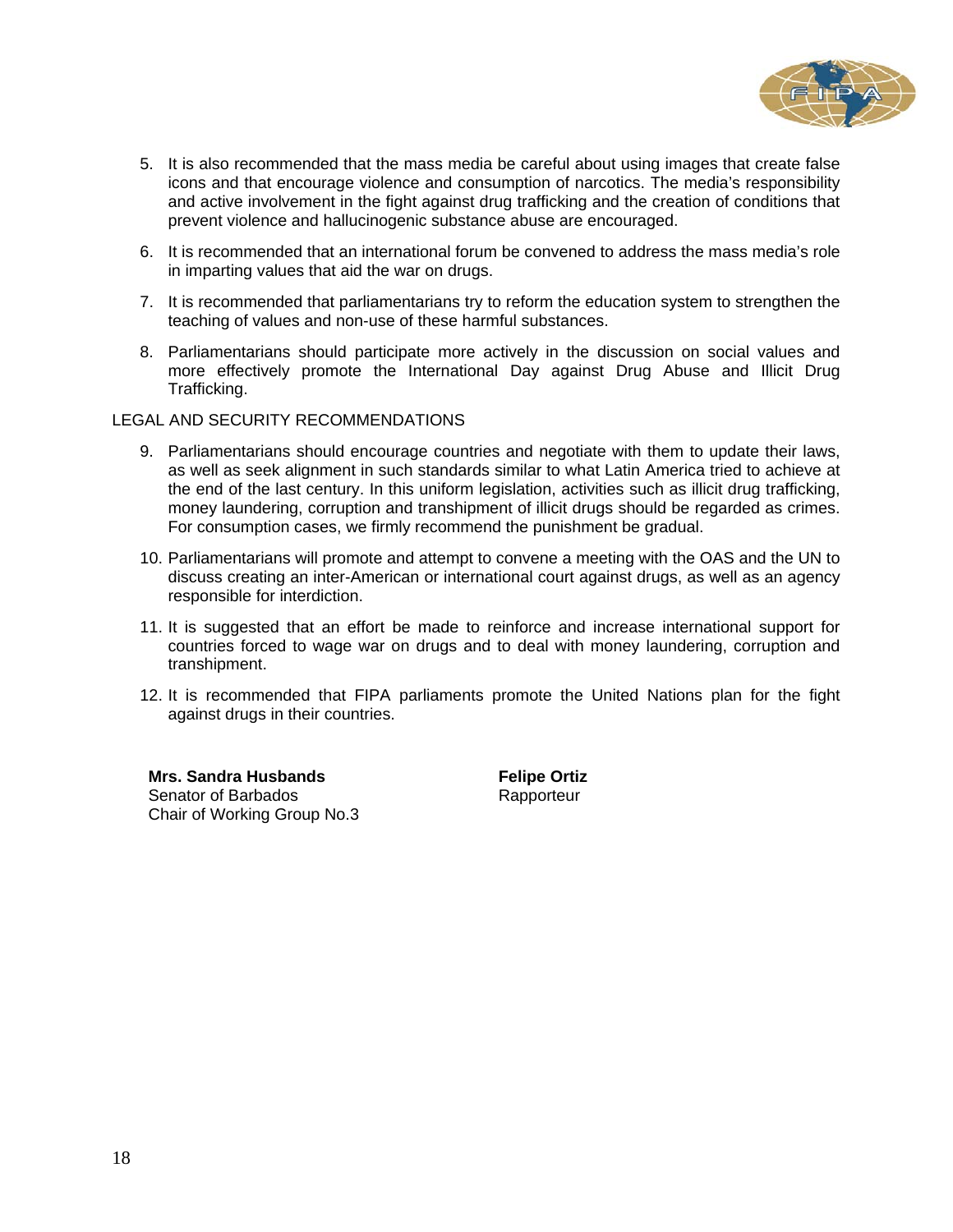5. It is also recommended that the mass media be careful about using images that create false icons and that encourage violence and consumption of narcotics. The media's responsibility and active involvement in the fight against drug trafficking and the creation of conditions that prevent violence and hallucinogenic substance abuse are encouraged.

6. It is recommended that an international forum be convened to address the mass media's role in imparting values that aid the war on drugs.

7. It is recommended that parliamentarians try to reform the education system to strengthen the teaching of values and non-use of these harmful substances.

8. Parliamentarians should participate more actively in the discussion on social values and more effectively promote the International Day against Drug Abuse and Illicit Drug Trafficking.

LEGAL AND SECURITY RECOMMENDATIONS

9. Parliamentarians should encourage countries and negotiate with them to update their laws, as well as seek alignment in such standards similar to what Latin America tried to achieve at the end of the last century. In this uniform legislation, activities such as illicit drug trafficking, money laundering, corruption and transhipment of illicit drugs should be regarded as crimes. For consumption cases, we firmly recommend the punishment be gradual.

10. Parliamentarians will promote and attempt to convene a meeting with the OAS and the UN to discuss creating an inter-American or international court against drugs, as well as an agency responsible for interdiction.

11. It is suggested that an effort be made to reinforce and increase international support for countries forced to wage war on drugs and to deal with money laundering, corruption and transhipment.

12. It is recommended that FIPA parliaments promote the United Nations plan for the fight against drugs in their countries.

**Mrs. Sandra Husbands**
Senator of Barbados
Chair of Working Group No.3

**Felipe Ortiz**
Rapporteur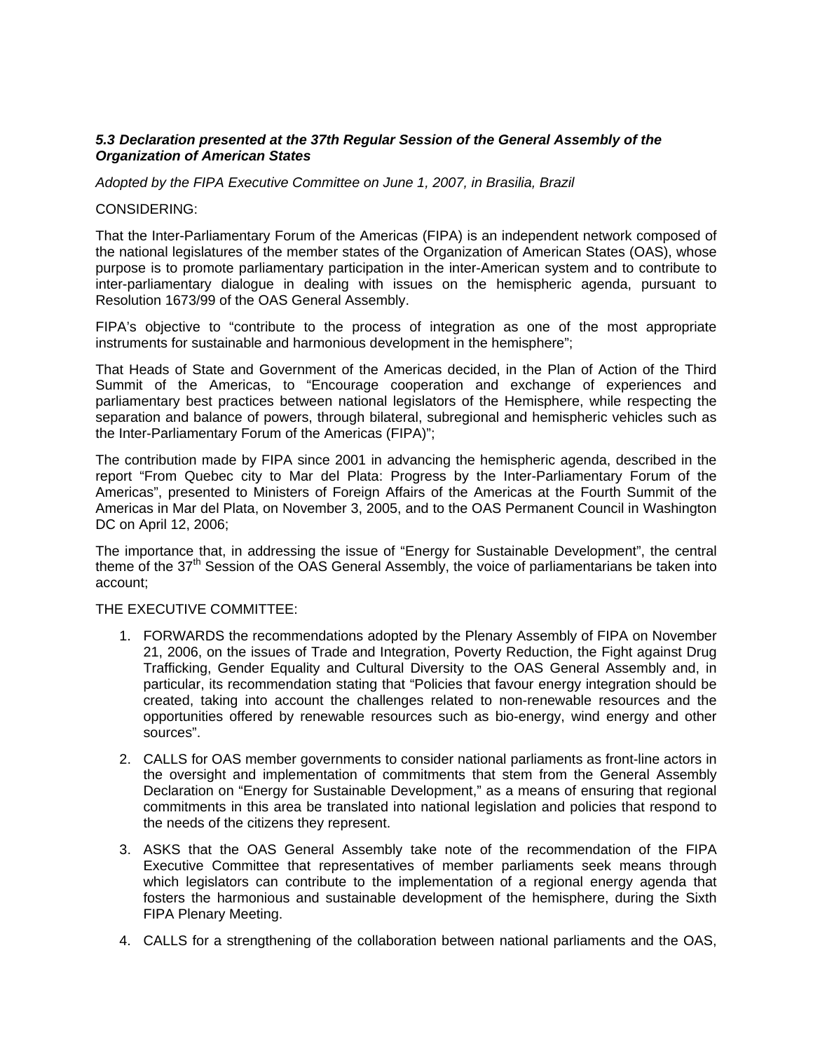### *5.3 Declaration presented at the 37th Regular Session of the General Assembly of the Organization of American States*

*Adopted by the FIPA Executive Committee on June 1, 2007, in Brasilia, Brazil*

CONSIDERING:

That the Inter-Parliamentary Forum of the Americas (FIPA) is an independent network composed of the national legislatures of the member states of the Organization of American States (OAS), whose purpose is to promote parliamentary participation in the inter-American system and to contribute to inter-parliamentary dialogue in dealing with issues on the hemispheric agenda, pursuant to Resolution 1673/99 of the OAS General Assembly.

FIPA's objective to "contribute to the process of integration as one of the most appropriate instruments for sustainable and harmonious development in the hemisphere";

That Heads of State and Government of the Americas decided, in the Plan of Action of the Third Summit of the Americas, to "Encourage cooperation and exchange of experiences and parliamentary best practices between national legislators of the Hemisphere, while respecting the separation and balance of powers, through bilateral, subregional and hemispheric vehicles such as the Inter-Parliamentary Forum of the Americas (FIPA)";

The contribution made by FIPA since 2001 in advancing the hemispheric agenda, described in the report "From Quebec city to Mar del Plata: Progress by the Inter-Parliamentary Forum of the Americas", presented to Ministers of Foreign Affairs of the Americas at the Fourth Summit of the Americas in Mar del Plata, on November 3, 2005, and to the OAS Permanent Council in Washington DC on April 12, 2006;

The importance that, in addressing the issue of "Energy for Sustainable Development", the central theme of the 37th Session of the OAS General Assembly, the voice of parliamentarians be taken into account;

THE EXECUTIVE COMMITTEE:

1. FORWARDS the recommendations adopted by the Plenary Assembly of FIPA on November 21, 2006, on the issues of Trade and Integration, Poverty Reduction, the Fight against Drug Trafficking, Gender Equality and Cultural Diversity to the OAS General Assembly and, in particular, its recommendation stating that "Policies that favour energy integration should be created, taking into account the challenges related to non-renewable resources and the opportunities offered by renewable resources such as bio-energy, wind energy and other sources".

2. CALLS for OAS member governments to consider national parliaments as front-line actors in the oversight and implementation of commitments that stem from the General Assembly Declaration on "Energy for Sustainable Development," as a means of ensuring that regional commitments in this area be translated into national legislation and policies that respond to the needs of the citizens they represent.

3. ASKS that the OAS General Assembly take note of the recommendation of the FIPA Executive Committee that representatives of member parliaments seek means through which legislators can contribute to the implementation of a regional energy agenda that fosters the harmonious and sustainable development of the hemisphere, during the Sixth FIPA Plenary Meeting.

4. CALLS for a strengthening of the collaboration between national parliaments and the OAS,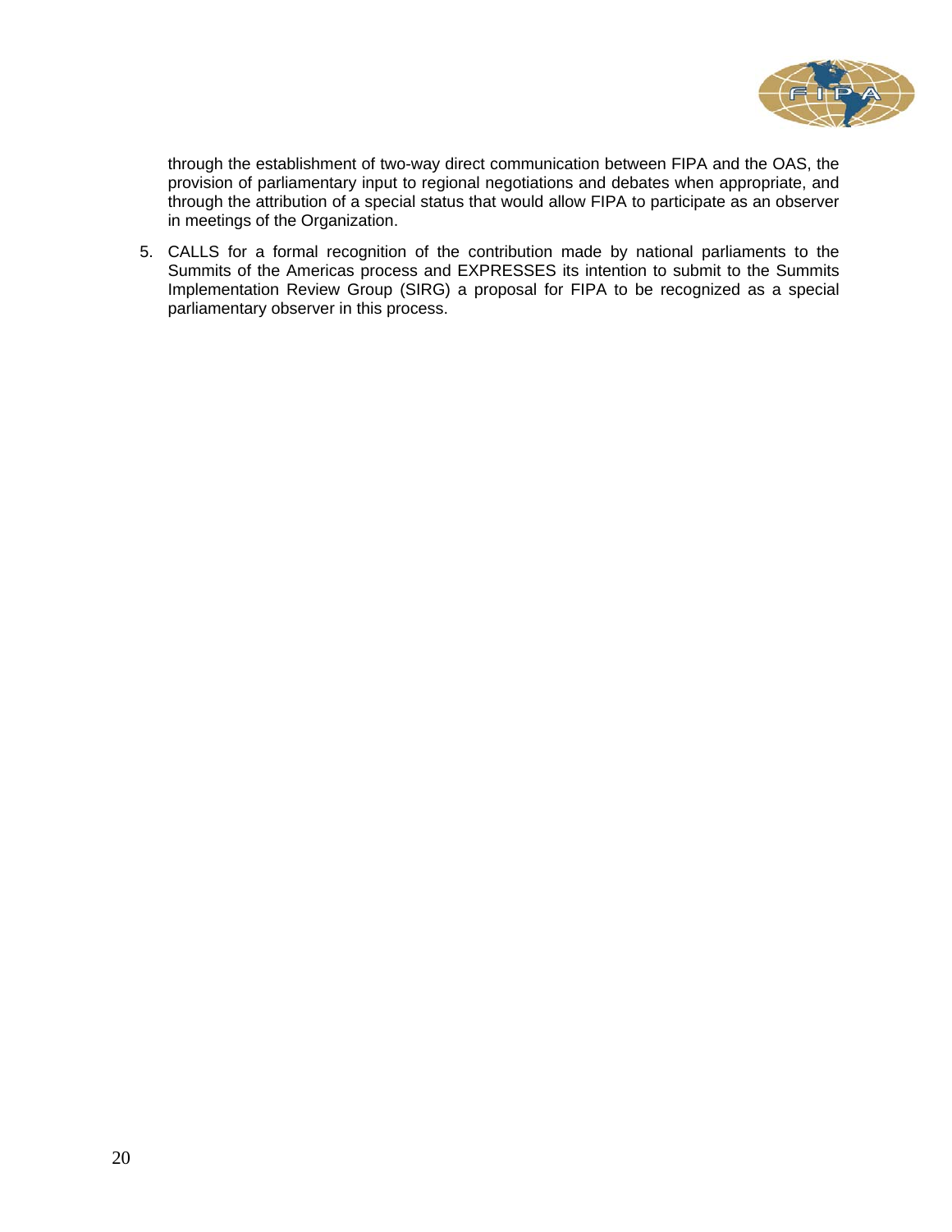through the establishment of two-way direct communication between FIPA and the OAS, the provision of parliamentary input to regional negotiations and debates when appropriate, and through the attribution of a special status that would allow FIPA to participate as an observer in meetings of the Organization.

5. CALLS for a formal recognition of the contribution made by national parliaments to the Summits of the Americas process and EXPRESSES its intention to submit to the Summits Implementation Review Group (SIRG) a proposal for FIPA to be recognized as a special parliamentary observer in this process.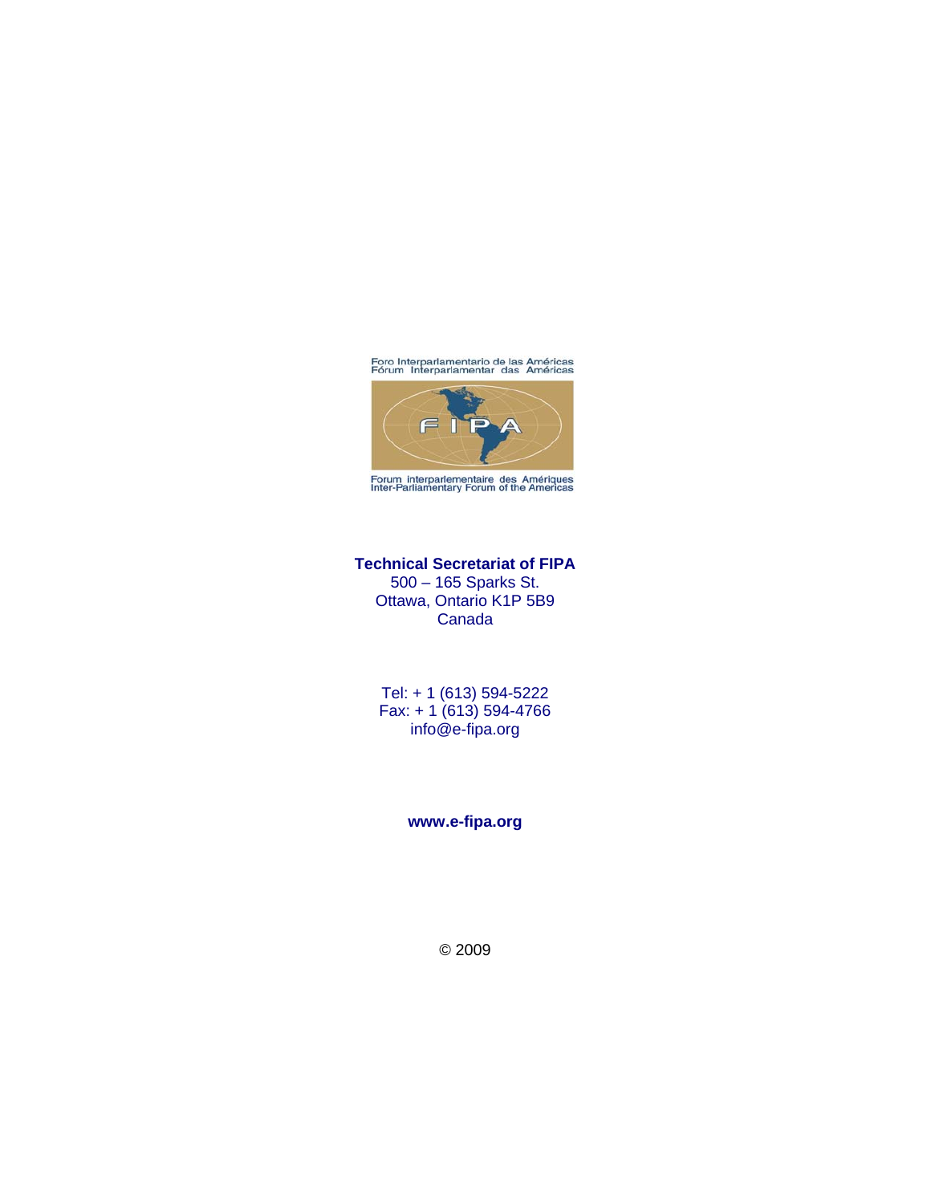Foro Interparlamentario de las Américas
Fórum Interparlamentar das Américas

FIPA

Forum interparlementaire des Amériques
Inter-Parliamentary Forum of the Americas

**Technical Secretariat of FIPA**
500 – 165 Sparks St.
Ottawa, Ontario K1P 5B9
Canada

Tel: + 1 (613) 594-5222
Fax: + 1 (613) 594-4766
info@e-fipa.org

**www.e-fipa.org**

© 2009